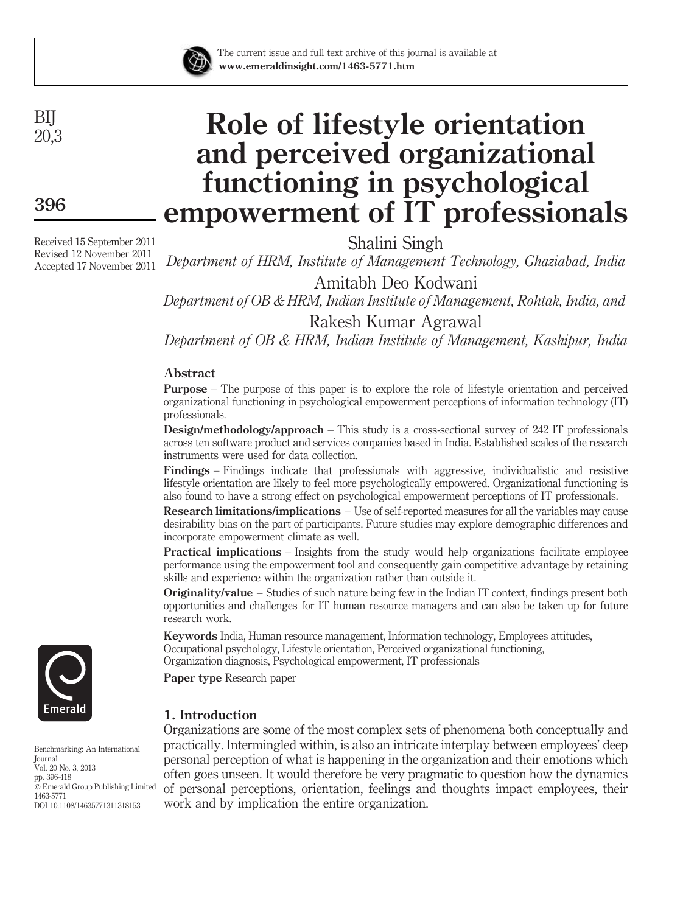The current issue and full text archive of this journal is available at
**www.emeraldinsight.com/1463-5771.htm**

# Role of lifestyle orientation and perceived organizational functioning in psychological empowerment of IT professionals

Received 15 September 2011
Revised 12 November 2011
Accepted 17 November 2011

Shalini Singh
*Department of HRM, Institute of Management Technology, Ghaziabad, India*

Amitabh Deo Kodwani
*Department of OB & HRM, Indian Institute of Management, Rohtak, India, and*

Rakesh Kumar Agrawal
*Department of OB & HRM, Indian Institute of Management, Kashipur, India*

## Abstract

**Purpose** – The purpose of this paper is to explore the role of lifestyle orientation and perceived organizational functioning in psychological empowerment perceptions of information technology (IT) professionals.

**Design/methodology/approach** – This study is a cross-sectional survey of 242 IT professionals across ten software product and services companies based in India. Established scales of the research instruments were used for data collection.

**Findings** – Findings indicate that professionals with aggressive, individualistic and resistive lifestyle orientation are likely to feel more psychologically empowered. Organizational functioning is also found to have a strong effect on psychological empowerment perceptions of IT professionals.

**Research limitations/implications** – Use of self-reported measures for all the variables may cause desirability bias on the part of participants. Future studies may explore demographic differences and incorporate empowerment climate as well.

**Practical implications** – Insights from the study would help organizations facilitate employee performance using the empowerment tool and consequently gain competitive advantage by retaining skills and experience within the organization rather than outside it.

**Originality/value** – Studies of such nature being few in the Indian IT context, findings present both opportunities and challenges for IT human resource managers and can also be taken up for future research work.

**Keywords** India, Human resource management, Information technology, Employees attitudes, Occupational psychology, Lifestyle orientation, Perceived organizational functioning, Organization diagnosis, Psychological empowerment, IT professionals

**Paper type** Research paper

Benchmarking: An International Journal
Vol. 20 No. 3, 2013
pp. 396-418
© Emerald Group Publishing Limited
1463-5771
DOI 10.1108/14635771311318153

## 1. Introduction

Organizations are some of the most complex sets of phenomena both conceptually and practically. Intermingled within, is also an intricate interplay between employees' deep personal perception of what is happening in the organization and their emotions which often goes unseen. It would therefore be very pragmatic to question how the dynamics of personal perceptions, orientation, feelings and thoughts impact employees, their work and by implication the entire organization.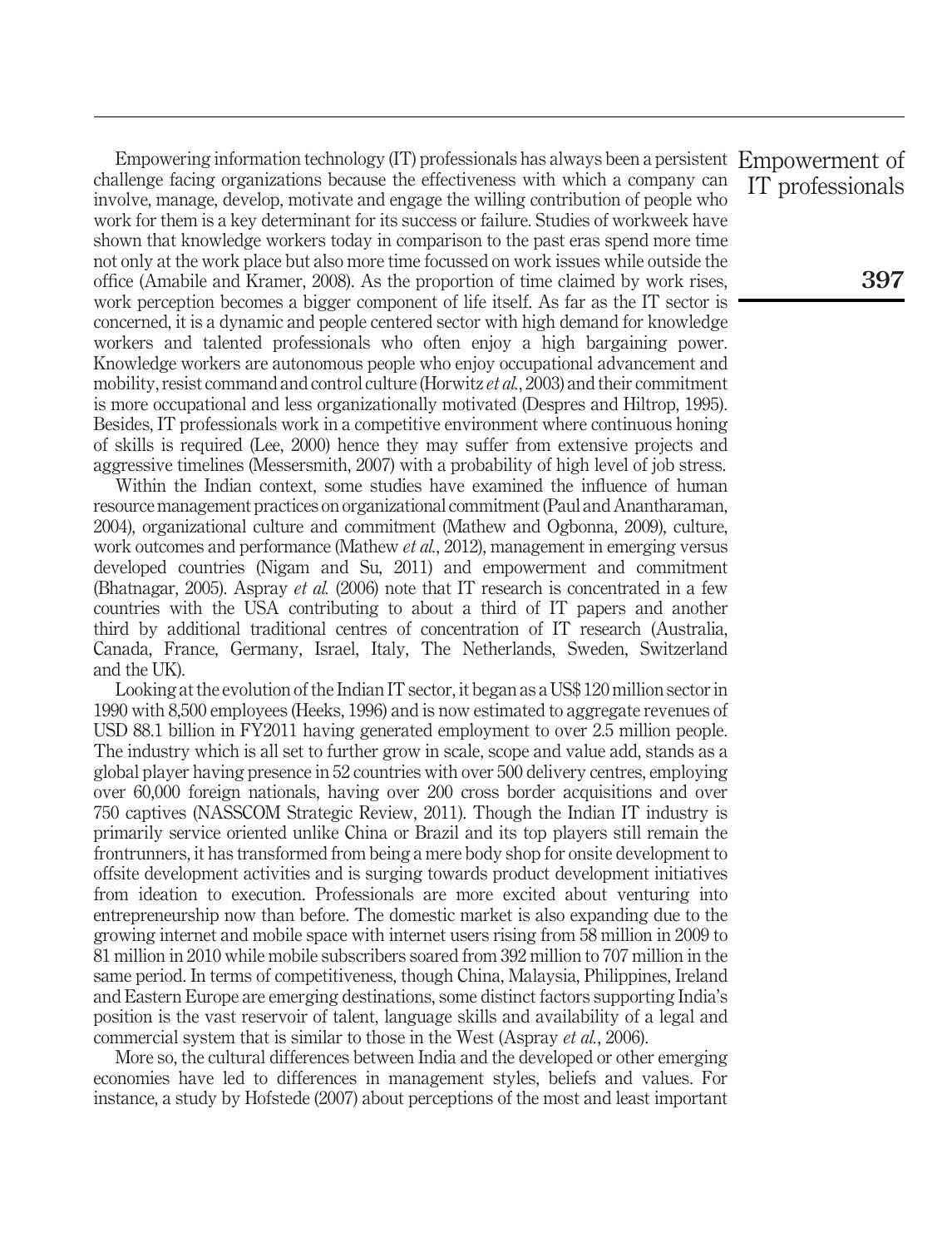Empowering information technology (IT) professionals has always been a persistent challenge facing organizations because the effectiveness with which a company can involve, manage, develop, motivate and engage the willing contribution of people who work for them is a key determinant for its success or failure. Studies of workweek have shown that knowledge workers today in comparison to the past eras spend more time not only at the work place but also more time focussed on work issues while outside the office (Amabile and Kramer, 2008). As the proportion of time claimed by work rises, work perception becomes a bigger component of life itself. As far as the IT sector is concerned, it is a dynamic and people centered sector with high demand for knowledge workers and talented professionals who often enjoy a high bargaining power. Knowledge workers are autonomous people who enjoy occupational advancement and mobility, resist command and control culture (Horwitz *et al.*, 2003) and their commitment is more occupational and less organizationally motivated (Despres and Hiltrop, 1995). Besides, IT professionals work in a competitive environment where continuous honing of skills is required (Lee, 2000) hence they may suffer from extensive projects and aggressive timelines (Messersmith, 2007) with a probability of high level of job stress.

Within the Indian context, some studies have examined the influence of human resource management practices on organizational commitment (Paul and Anantharaman, 2004), organizational culture and commitment (Mathew and Ogbonna, 2009), culture, work outcomes and performance (Mathew *et al.*, 2012), management in emerging versus developed countries (Nigam and Su, 2011) and empowerment and commitment (Bhatnagar, 2005). Aspray *et al.* (2006) note that IT research is concentrated in a few countries with the USA contributing to about a third of IT papers and another third by additional traditional centres of concentration of IT research (Australia, Canada, France, Germany, Israel, Italy, The Netherlands, Sweden, Switzerland and the UK).

Looking at the evolution of the Indian IT sector, it began as a US$ 120 million sector in 1990 with 8,500 employees (Heeks, 1996) and is now estimated to aggregate revenues of USD 88.1 billion in FY2011 having generated employment to over 2.5 million people. The industry which is all set to further grow in scale, scope and value add, stands as a global player having presence in 52 countries with over 500 delivery centres, employing over 60,000 foreign nationals, having over 200 cross border acquisitions and over 750 captives (NASSCOM Strategic Review, 2011). Though the Indian IT industry is primarily service oriented unlike China or Brazil and its top players still remain the frontrunners, it has transformed from being a mere body shop for onsite development to offsite development activities and is surging towards product development initiatives from ideation to execution. Professionals are more excited about venturing into entrepreneurship now than before. The domestic market is also expanding due to the growing internet and mobile space with internet users rising from 58 million in 2009 to 81 million in 2010 while mobile subscribers soared from 392 million to 707 million in the same period. In terms of competitiveness, though China, Malaysia, Philippines, Ireland and Eastern Europe are emerging destinations, some distinct factors supporting India's position is the vast reservoir of talent, language skills and availability of a legal and commercial system that is similar to those in the West (Aspray *et al.*, 2006).

More so, the cultural differences between India and the developed or other emerging economies have led to differences in management styles, beliefs and values. For instance, a study by Hofstede (2007) about perceptions of the most and least important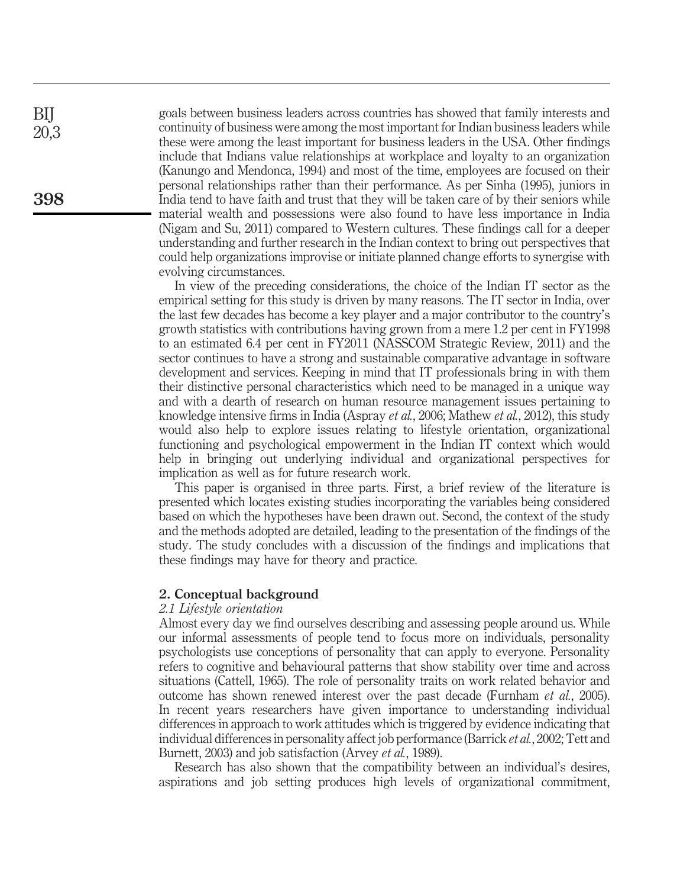goals between business leaders across countries has showed that family interests and continuity of business were among the most important for Indian business leaders while these were among the least important for business leaders in the USA. Other findings include that Indians value relationships at workplace and loyalty to an organization (Kanungo and Mendonca, 1994) and most of the time, employees are focused on their personal relationships rather than their performance. As per Sinha (1995), juniors in India tend to have faith and trust that they will be taken care of by their seniors while material wealth and possessions were also found to have less importance in India (Nigam and Su, 2011) compared to Western cultures. These findings call for a deeper understanding and further research in the Indian context to bring out perspectives that could help organizations improvise or initiate planned change efforts to synergise with evolving circumstances.

In view of the preceding considerations, the choice of the Indian IT sector as the empirical setting for this study is driven by many reasons. The IT sector in India, over the last few decades has become a key player and a major contributor to the country's growth statistics with contributions having grown from a mere 1.2 per cent in FY1998 to an estimated 6.4 per cent in FY2011 (NASSCOM Strategic Review, 2011) and the sector continues to have a strong and sustainable comparative advantage in software development and services. Keeping in mind that IT professionals bring in with them their distinctive personal characteristics which need to be managed in a unique way and with a dearth of research on human resource management issues pertaining to knowledge intensive firms in India (Aspray *et al.*, 2006; Mathew *et al.*, 2012), this study would also help to explore issues relating to lifestyle orientation, organizational functioning and psychological empowerment in the Indian IT context which would help in bringing out underlying individual and organizational perspectives for implication as well as for future research work.

This paper is organised in three parts. First, a brief review of the literature is presented which locates existing studies incorporating the variables being considered based on which the hypotheses have been drawn out. Second, the context of the study and the methods adopted are detailed, leading to the presentation of the findings of the study. The study concludes with a discussion of the findings and implications that these findings may have for theory and practice.

## 2. Conceptual background

### *2.1 Lifestyle orientation*

Almost every day we find ourselves describing and assessing people around us. While our informal assessments of people tend to focus more on individuals, personality psychologists use conceptions of personality that can apply to everyone. Personality refers to cognitive and behavioural patterns that show stability over time and across situations (Cattell, 1965). The role of personality traits on work related behavior and outcome has shown renewed interest over the past decade (Furnham *et al.*, 2005). In recent years researchers have given importance to understanding individual differences in approach to work attitudes which is triggered by evidence indicating that individual differences in personality affect job performance (Barrick *et al.*, 2002; Tett and Burnett, 2003) and job satisfaction (Arvey *et al.*, 1989).

Research has also shown that the compatibility between an individual's desires, aspirations and job setting produces high levels of organizational commitment,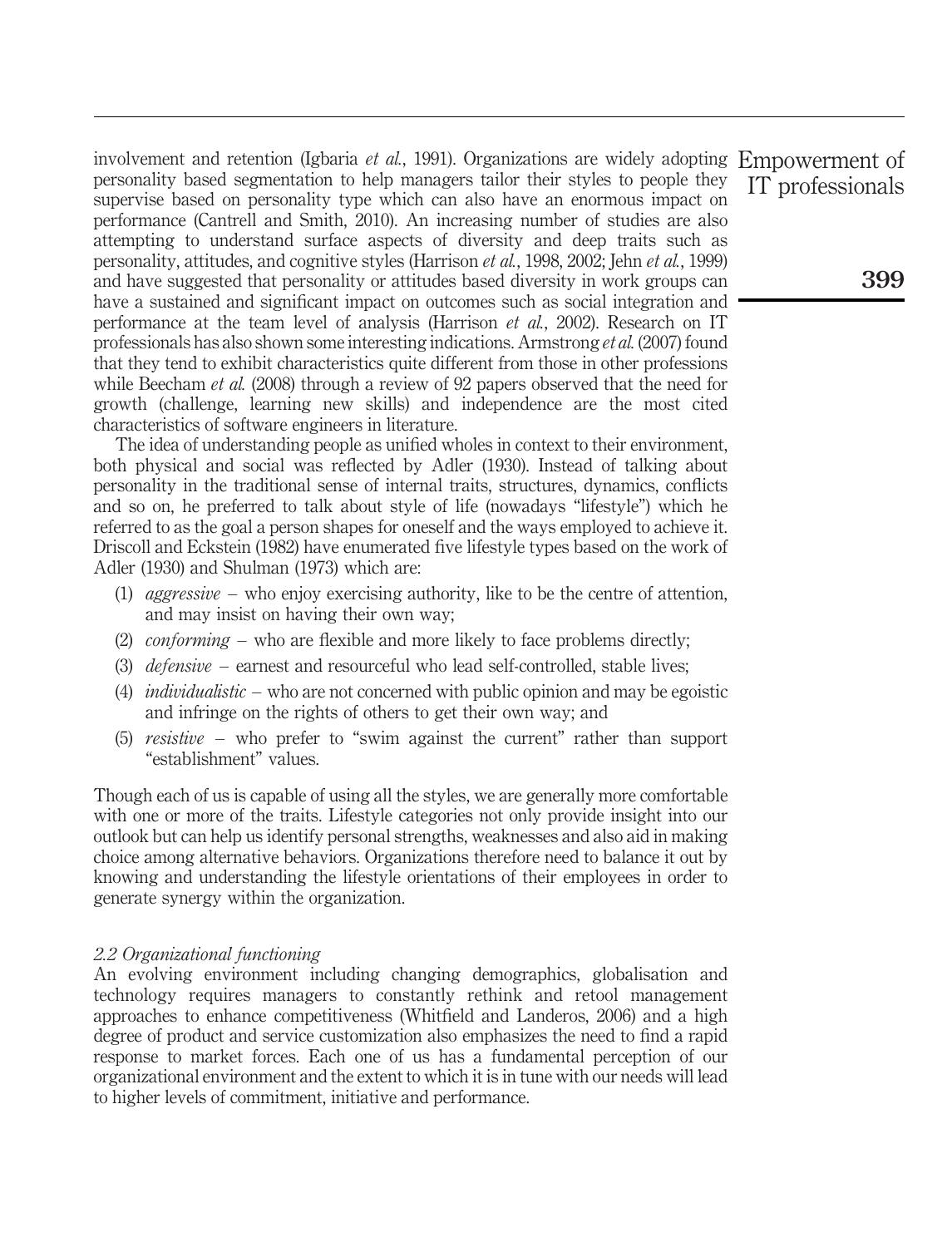involvement and retention (Igbaria *et al.*, 1991). Organizations are widely adopting personality based segmentation to help managers tailor their styles to people they supervise based on personality type which can also have an enormous impact on performance (Cantrell and Smith, 2010). An increasing number of studies are also attempting to understand surface aspects of diversity and deep traits such as personality, attitudes, and cognitive styles (Harrison *et al.*, 1998, 2002; Jehn *et al.*, 1999) and have suggested that personality or attitudes based diversity in work groups can have a sustained and significant impact on outcomes such as social integration and performance at the team level of analysis (Harrison *et al.*, 2002). Research on IT professionals has also shown some interesting indications. Armstrong *et al.* (2007) found that they tend to exhibit characteristics quite different from those in other professions while Beecham *et al.* (2008) through a review of 92 papers observed that the need for growth (challenge, learning new skills) and independence are the most cited characteristics of software engineers in literature.

The idea of understanding people as unified wholes in context to their environment, both physical and social was reflected by Adler (1930). Instead of talking about personality in the traditional sense of internal traits, structures, dynamics, conflicts and so on, he preferred to talk about style of life (nowadays "lifestyle") which he referred to as the goal a person shapes for oneself and the ways employed to achieve it. Driscoll and Eckstein (1982) have enumerated five lifestyle types based on the work of Adler (1930) and Shulman (1973) which are:

1. *aggressive* – who enjoy exercising authority, like to be the centre of attention, and may insist on having their own way;
2. *conforming* – who are flexible and more likely to face problems directly;
3. *defensive* – earnest and resourceful who lead self-controlled, stable lives;
4. *individualistic* – who are not concerned with public opinion and may be egoistic and infringe on the rights of others to get their own way; and
5. *resistive* – who prefer to "swim against the current" rather than support "establishment" values.

Though each of us is capable of using all the styles, we are generally more comfortable with one or more of the traits. Lifestyle categories not only provide insight into our outlook but can help us identify personal strengths, weaknesses and also aid in making choice among alternative behaviors. Organizations therefore need to balance it out by knowing and understanding the lifestyle orientations of their employees in order to generate synergy within the organization.

### *2.2 Organizational functioning*

An evolving environment including changing demographics, globalisation and technology requires managers to constantly rethink and retool management approaches to enhance competitiveness (Whitfield and Landeros, 2006) and a high degree of product and service customization also emphasizes the need to find a rapid response to market forces. Each one of us has a fundamental perception of our organizational environment and the extent to which it is in tune with our needs will lead to higher levels of commitment, initiative and performance.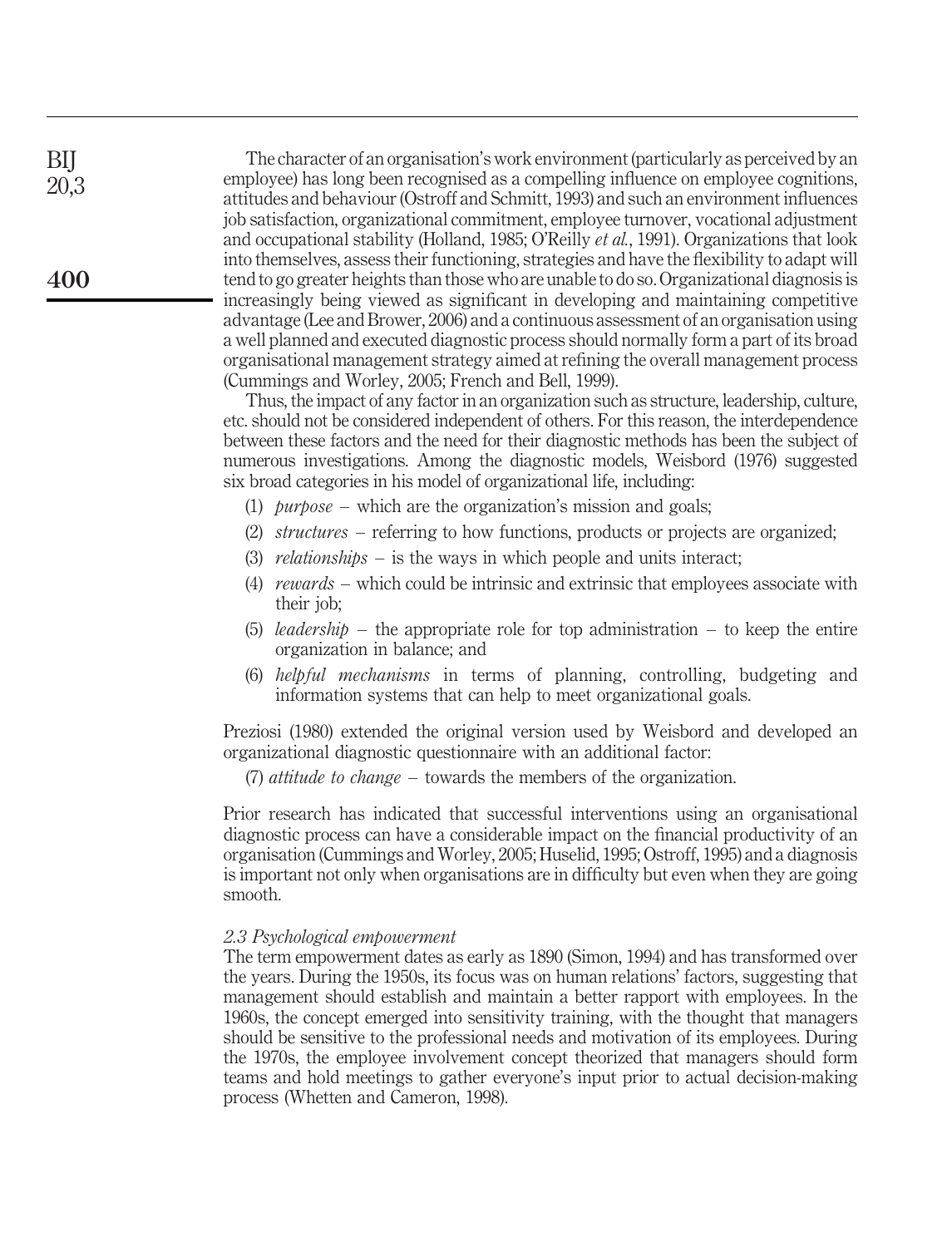The character of an organisation's work environment (particularly as perceived by an employee) has long been recognised as a compelling influence on employee cognitions, attitudes and behaviour (Ostroff and Schmitt, 1993) and such an environment influences job satisfaction, organizational commitment, employee turnover, vocational adjustment and occupational stability (Holland, 1985; O'Reilly *et al.*, 1991). Organizations that look into themselves, assess their functioning, strategies and have the flexibility to adapt will tend to go greater heights than those who are unable to do so. Organizational diagnosis is increasingly being viewed as significant in developing and maintaining competitive advantage (Lee and Brower, 2006) and a continuous assessment of an organisation using a well planned and executed diagnostic process should normally form a part of its broad organisational management strategy aimed at refining the overall management process (Cummings and Worley, 2005; French and Bell, 1999).

Thus, the impact of any factor in an organization such as structure, leadership, culture, etc. should not be considered independent of others. For this reason, the interdependence between these factors and the need for their diagnostic methods has been the subject of numerous investigations. Among the diagnostic models, Weisbord (1976) suggested six broad categories in his model of organizational life, including:

1. *purpose* – which are the organization's mission and goals;
2. *structures* – referring to how functions, products or projects are organized;
3. *relationships* – is the ways in which people and units interact;
4. *rewards* – which could be intrinsic and extrinsic that employees associate with their job;
5. *leadership* – the appropriate role for top administration – to keep the entire organization in balance; and
6. *helpful mechanisms* in terms of planning, controlling, budgeting and information systems that can help to meet organizational goals.

Preziosi (1980) extended the original version used by Weisbord and developed an organizational diagnostic questionnaire with an additional factor:

7. *attitude to change* – towards the members of the organization.

Prior research has indicated that successful interventions using an organisational diagnostic process can have a considerable impact on the financial productivity of an organisation (Cummings and Worley, 2005; Huselid, 1995; Ostroff, 1995) and a diagnosis is important not only when organisations are in difficulty but even when they are going smooth.

### *2.3 Psychological empowerment*

The term empowerment dates as early as 1890 (Simon, 1994) and has transformed over the years. During the 1950s, its focus was on human relations' factors, suggesting that management should establish and maintain a better rapport with employees. In the 1960s, the concept emerged into sensitivity training, with the thought that managers should be sensitive to the professional needs and motivation of its employees. During the 1970s, the employee involvement concept theorized that managers should form teams and hold meetings to gather everyone's input prior to actual decision-making process (Whetten and Cameron, 1998).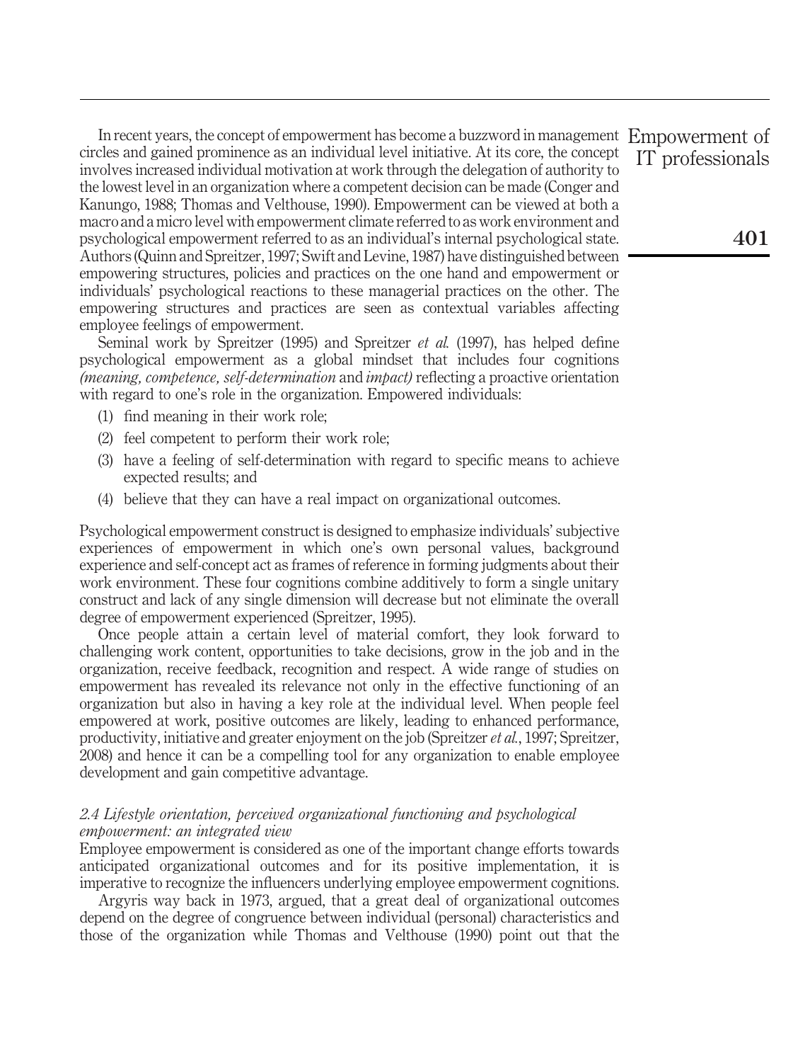In recent years, the concept of empowerment has become a buzzword in management circles and gained prominence as an individual level initiative. At its core, the concept involves increased individual motivation at work through the delegation of authority to the lowest level in an organization where a competent decision can be made (Conger and Kanungo, 1988; Thomas and Velthouse, 1990). Empowerment can be viewed at both a macro and a micro level with empowerment climate referred to as work environment and psychological empowerment referred to as an individual's internal psychological state. Authors (Quinn and Spreitzer, 1997; Swift and Levine, 1987) have distinguished between empowering structures, policies and practices on the one hand and empowerment or individuals' psychological reactions to these managerial practices on the other. The empowering structures and practices are seen as contextual variables affecting employee feelings of empowerment.

Seminal work by Spreitzer (1995) and Spreitzer *et al.* (1997), has helped define psychological empowerment as a global mindset that includes four cognitions *(meaning, competence, self-determination* and *impact)* reflecting a proactive orientation with regard to one's role in the organization. Empowered individuals:

(1) find meaning in their work role;

(2) feel competent to perform their work role;

(3) have a feeling of self-determination with regard to specific means to achieve expected results; and

(4) believe that they can have a real impact on organizational outcomes.

Psychological empowerment construct is designed to emphasize individuals' subjective experiences of empowerment in which one's own personal values, background experience and self-concept act as frames of reference in forming judgments about their work environment. These four cognitions combine additively to form a single unitary construct and lack of any single dimension will decrease but not eliminate the overall degree of empowerment experienced (Spreitzer, 1995).

Once people attain a certain level of material comfort, they look forward to challenging work content, opportunities to take decisions, grow in the job and in the organization, receive feedback, recognition and respect. A wide range of studies on empowerment has revealed its relevance not only in the effective functioning of an organization but also in having a key role at the individual level. When people feel empowered at work, positive outcomes are likely, leading to enhanced performance, productivity, initiative and greater enjoyment on the job (Spreitzer *et al.*, 1997; Spreitzer, 2008) and hence it can be a compelling tool for any organization to enable employee development and gain competitive advantage.

### *2.4 Lifestyle orientation, perceived organizational functioning and psychological empowerment: an integrated view*

Employee empowerment is considered as one of the important change efforts towards anticipated organizational outcomes and for its positive implementation, it is imperative to recognize the influencers underlying employee empowerment cognitions.

Argyris way back in 1973, argued, that a great deal of organizational outcomes depend on the degree of congruence between individual (personal) characteristics and those of the organization while Thomas and Velthouse (1990) point out that the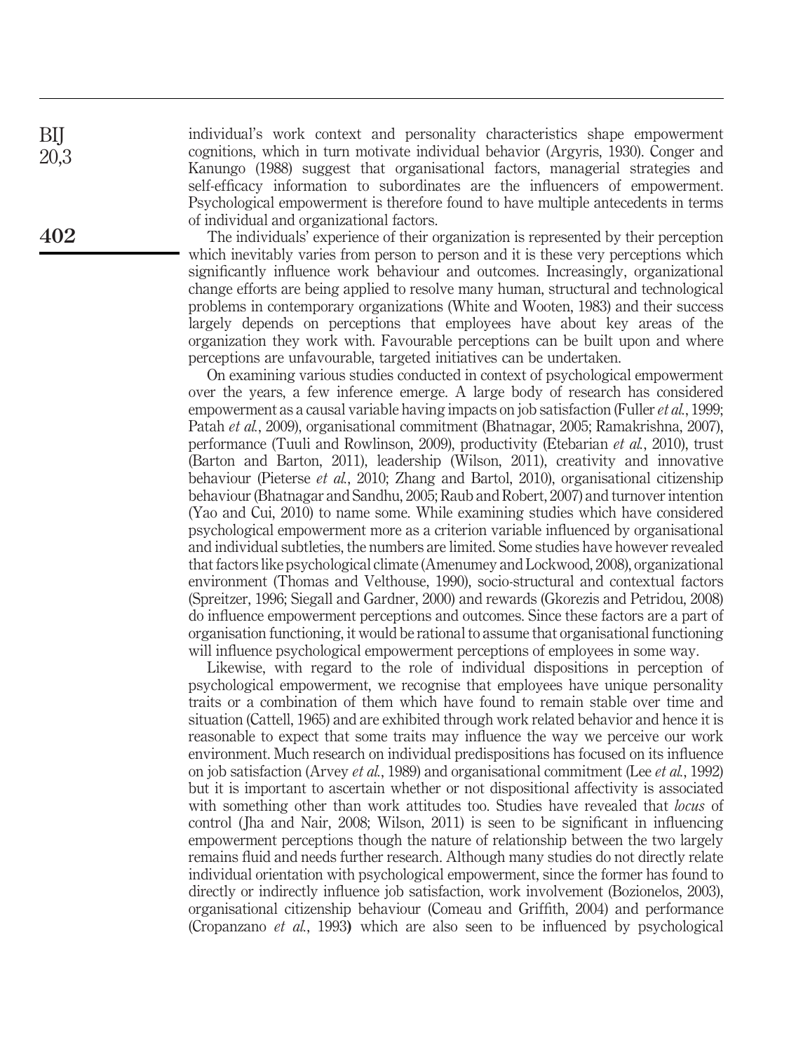individual's work context and personality characteristics shape empowerment cognitions, which in turn motivate individual behavior (Argyris, 1930). Conger and Kanungo (1988) suggest that organisational factors, managerial strategies and self-efficacy information to subordinates are the influencers of empowerment. Psychological empowerment is therefore found to have multiple antecedents in terms of individual and organizational factors.

The individuals' experience of their organization is represented by their perception which inevitably varies from person to person and it is these very perceptions which significantly influence work behaviour and outcomes. Increasingly, organizational change efforts are being applied to resolve many human, structural and technological problems in contemporary organizations (White and Wooten, 1983) and their success largely depends on perceptions that employees have about key areas of the organization they work with. Favourable perceptions can be built upon and where perceptions are unfavourable, targeted initiatives can be undertaken.

On examining various studies conducted in context of psychological empowerment over the years, a few inference emerge. A large body of research has considered empowerment as a causal variable having impacts on job satisfaction (Fuller *et al.*, 1999; Patah *et al.*, 2009), organisational commitment (Bhatnagar, 2005; Ramakrishna, 2007), performance (Tuuli and Rowlinson, 2009), productivity (Etebarian *et al.*, 2010), trust (Barton and Barton, 2011), leadership (Wilson, 2011), creativity and innovative behaviour (Pieterse *et al.*, 2010; Zhang and Bartol, 2010), organisational citizenship behaviour (Bhatnagar and Sandhu, 2005; Raub and Robert, 2007) and turnover intention (Yao and Cui, 2010) to name some. While examining studies which have considered psychological empowerment more as a criterion variable influenced by organisational and individual subtleties, the numbers are limited. Some studies have however revealed that factors like psychological climate (Amenumey and Lockwood, 2008), organizational environment (Thomas and Velthouse, 1990), socio-structural and contextual factors (Spreitzer, 1996; Siegall and Gardner, 2000) and rewards (Gkorezis and Petridou, 2008) do influence empowerment perceptions and outcomes. Since these factors are a part of organisation functioning, it would be rational to assume that organisational functioning will influence psychological empowerment perceptions of employees in some way.

Likewise, with regard to the role of individual dispositions in perception of psychological empowerment, we recognise that employees have unique personality traits or a combination of them which have found to remain stable over time and situation (Cattell, 1965) and are exhibited through work related behavior and hence it is reasonable to expect that some traits may influence the way we perceive our work environment. Much research on individual predispositions has focused on its influence on job satisfaction (Arvey *et al.*, 1989) and organisational commitment (Lee *et al.*, 1992) but it is important to ascertain whether or not dispositional affectivity is associated with something other than work attitudes too. Studies have revealed that *locus* of control (Jha and Nair, 2008; Wilson, 2011) is seen to be significant in influencing empowerment perceptions though the nature of relationship between the two largely remains fluid and needs further research. Although many studies do not directly relate individual orientation with psychological empowerment, since the former has found to directly or indirectly influence job satisfaction, work involvement (Bozionelos, 2003), organisational citizenship behaviour (Comeau and Griffith, 2004) and performance (Cropanzano *et al.*, 1993) which are also seen to be influenced by psychological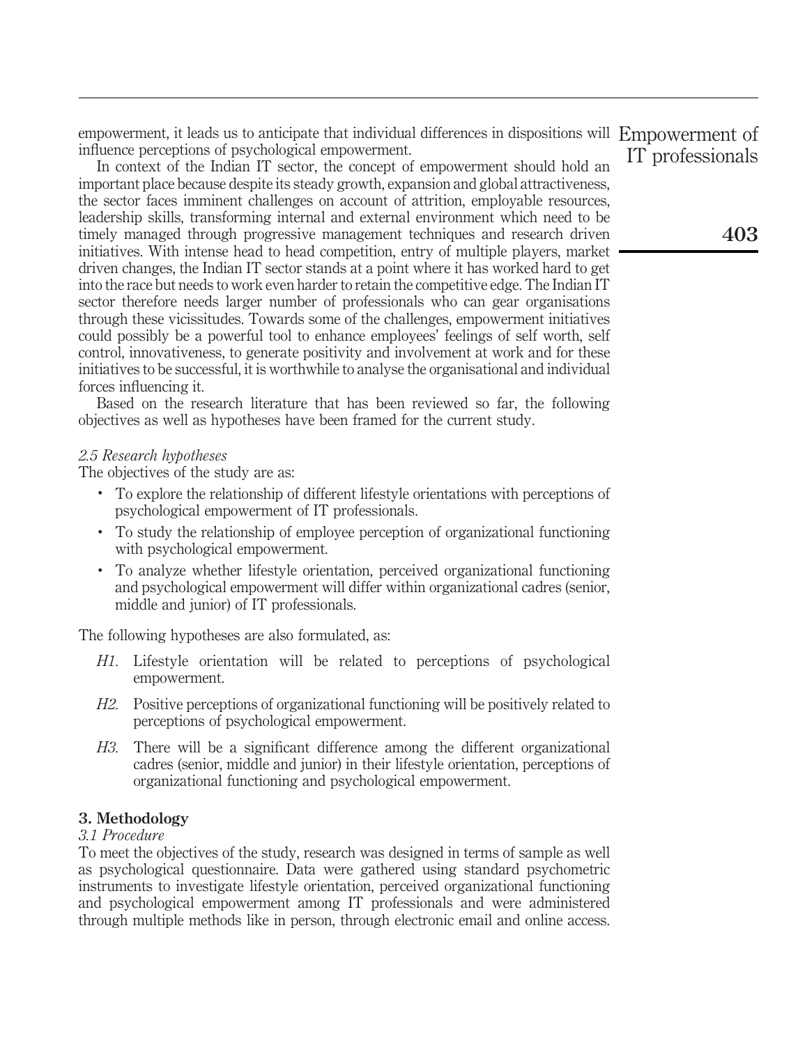empowerment, it leads us to anticipate that individual differences in dispositions will influence perceptions of psychological empowerment.

In context of the Indian IT sector, the concept of empowerment should hold an important place because despite its steady growth, expansion and global attractiveness, the sector faces imminent challenges on account of attrition, employable resources, leadership skills, transforming internal and external environment which need to be timely managed through progressive management techniques and research driven initiatives. With intense head to head competition, entry of multiple players, market driven changes, the Indian IT sector stands at a point where it has worked hard to get into the race but needs to work even harder to retain the competitive edge. The Indian IT sector therefore needs larger number of professionals who can gear organisations through these vicissitudes. Towards some of the challenges, empowerment initiatives could possibly be a powerful tool to enhance employees' feelings of self worth, self control, innovativeness, to generate positivity and involvement at work and for these initiatives to be successful, it is worthwhile to analyse the organisational and individual forces influencing it.

Based on the research literature that has been reviewed so far, the following objectives as well as hypotheses have been framed for the current study.

### *2.5 Research hypotheses*

The objectives of the study are as:

- To explore the relationship of different lifestyle orientations with perceptions of psychological empowerment of IT professionals.
- To study the relationship of employee perception of organizational functioning with psychological empowerment.
- To analyze whether lifestyle orientation, perceived organizational functioning and psychological empowerment will differ within organizational cadres (senior, middle and junior) of IT professionals.

The following hypotheses are also formulated, as:

*H1*. Lifestyle orientation will be related to perceptions of psychological empowerment.

*H2*. Positive perceptions of organizational functioning will be positively related to perceptions of psychological empowerment.

*H3*. There will be a significant difference among the different organizational cadres (senior, middle and junior) in their lifestyle orientation, perceptions of organizational functioning and psychological empowerment.

## 3. Methodology

### *3.1 Procedure*

To meet the objectives of the study, research was designed in terms of sample as well as psychological questionnaire. Data were gathered using standard psychometric instruments to investigate lifestyle orientation, perceived organizational functioning and psychological empowerment among IT professionals and were administered through multiple methods like in person, through electronic email and online access.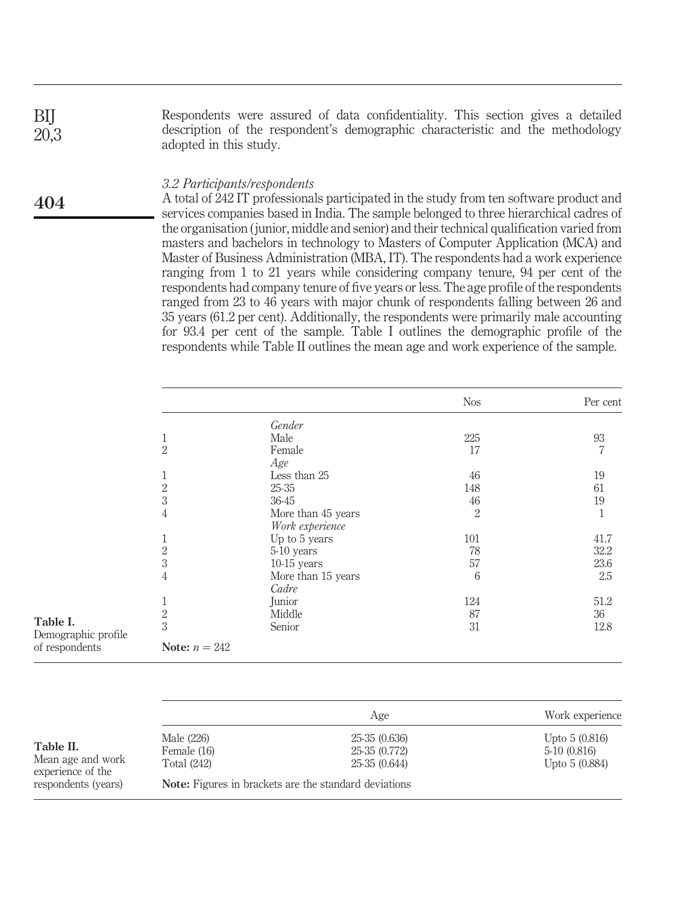Respondents were assured of data confidentiality. This section gives a detailed description of the respondent's demographic characteristic and the methodology adopted in this study.

### 3.2 Participants/respondents

A total of 242 IT professionals participated in the study from ten software product and services companies based in India. The sample belonged to three hierarchical cadres of the organisation (junior, middle and senior) and their technical qualification varied from masters and bachelors in technology to Masters of Computer Application (MCA) and Master of Business Administration (MBA, IT). The respondents had a work experience ranging from 1 to 21 years while considering company tenure, 94 per cent of the respondents had company tenure of five years or less. The age profile of the respondents ranged from 23 to 46 years with major chunk of respondents falling between 26 and 35 years (61.2 per cent). Additionally, the respondents were primarily male accounting for 93.4 per cent of the sample. Table I outlines the demographic profile of the respondents while Table II outlines the mean age and work experience of the sample.

**Table I.** Demographic profile of respondents

| | | Nos | Per cent |
|---|---|---|---|
| | *Gender* | | |
| 1 | Male | 225 | 93 |
| 2 | Female | 17 | 7 |
| | *Age* | | |
| 1 | Less than 25 | 46 | 19 |
| 2 | 25-35 | 148 | 61 |
| 3 | 36-45 | 46 | 19 |
| 4 | More than 45 years | 2 | 1 |
| | *Work experience* | | |
| 1 | Up to 5 years | 101 | 41.7 |
| 2 | 5-10 years | 78 | 32.2 |
| 3 | 10-15 years | 57 | 23.6 |
| 4 | More than 15 years | 6 | 2.5 |
| | *Cadre* | | |
| 1 | Junior | 124 | 51.2 |
| 2 | Middle | 87 | 36 |
| 3 | Senior | 31 | 12.8 |

**Note:** $n = 242$

**Table II.** Mean age and work experience of the respondents (years)

| | Age | Work experience |
|---|---|---|
| Male (226) | 25-35 (0.636) | Upto 5 (0.816) |
| Female (16) | 25-35 (0.772) | 5-10 (0.816) |
| Total (242) | 25-35 (0.644) | Upto 5 (0.884) |

**Note:** Figures in brackets are the standard deviations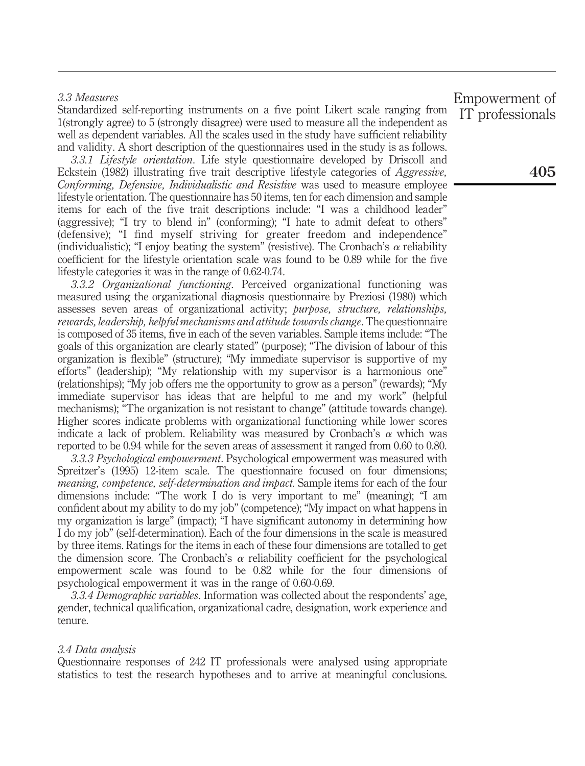### 3.3 Measures

Standardized self-reporting instruments on a five point Likert scale ranging from 1(strongly agree) to 5 (strongly disagree) were used to measure all the independent as well as dependent variables. All the scales used in the study have sufficient reliability and validity. A short description of the questionnaires used in the study is as follows.

*3.3.1 Lifestyle orientation*. Life style questionnaire developed by Driscoll and Eckstein (1982) illustrating five trait descriptive lifestyle categories of *Aggressive, Conforming, Defensive, Individualistic and Resistive* was used to measure employee lifestyle orientation. The questionnaire has 50 items, ten for each dimension and sample items for each of the five trait descriptions include: "I was a childhood leader" (aggressive); "I try to blend in" (conforming); "I hate to admit defeat to others" (defensive); "I find myself striving for greater freedom and independence" (individualistic); "I enjoy beating the system" (resistive). The Cronbach's $\alpha$ reliability coefficient for the lifestyle orientation scale was found to be 0.89 while for the five lifestyle categories it was in the range of 0.62-0.74.

*3.3.2 Organizational functioning*. Perceived organizational functioning was measured using the organizational diagnosis questionnaire by Preziosi (1980) which assesses seven areas of organizational activity; *purpose, structure, relationships, rewards, leadership, helpful mechanisms and attitude towards change*. The questionnaire is composed of 35 items, five in each of the seven variables. Sample items include: "The goals of this organization are clearly stated" (purpose); "The division of labour of this organization is flexible" (structure); "My immediate supervisor is supportive of my efforts" (leadership); "My relationship with my supervisor is a harmonious one" (relationships); "My job offers me the opportunity to grow as a person" (rewards); "My immediate supervisor has ideas that are helpful to me and my work" (helpful mechanisms); "The organization is not resistant to change" (attitude towards change). Higher scores indicate problems with organizational functioning while lower scores indicate a lack of problem. Reliability was measured by Cronbach's $\alpha$ which was reported to be 0.94 while for the seven areas of assessment it ranged from 0.60 to 0.80.

*3.3.3 Psychological empowerment*. Psychological empowerment was measured with Spreitzer's (1995) 12-item scale. The questionnaire focused on four dimensions; *meaning, competence, self-determination and impact.* Sample items for each of the four dimensions include: "The work I do is very important to me" (meaning); "I am confident about my ability to do my job" (competence); "My impact on what happens in my organization is large" (impact); "I have significant autonomy in determining how I do my job" (self-determination). Each of the four dimensions in the scale is measured by three items. Ratings for the items in each of these four dimensions are totalled to get the dimension score. The Cronbach's $\alpha$ reliability coefficient for the psychological empowerment scale was found to be 0.82 while for the four dimensions of psychological empowerment it was in the range of 0.60-0.69.

*3.3.4 Demographic variables*. Information was collected about the respondents' age, gender, technical qualification, organizational cadre, designation, work experience and tenure.

### 3.4 Data analysis

Questionnaire responses of 242 IT professionals were analysed using appropriate statistics to test the research hypotheses and to arrive at meaningful conclusions.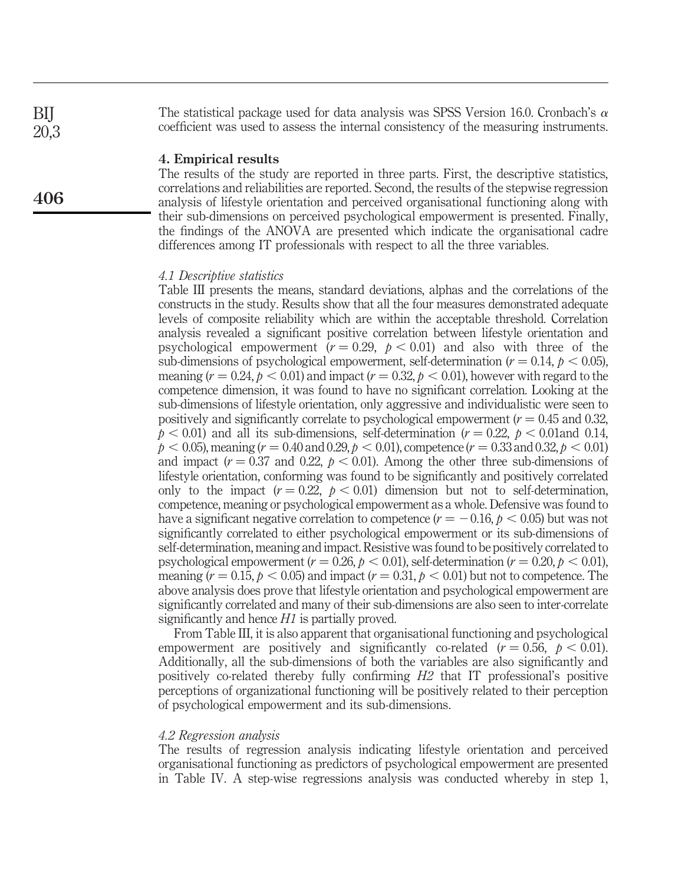The statistical package used for data analysis was SPSS Version 16.0. Cronbach's $\alpha$ coefficient was used to assess the internal consistency of the measuring instruments.

## 4. Empirical results

The results of the study are reported in three parts. First, the descriptive statistics, correlations and reliabilities are reported. Second, the results of the stepwise regression analysis of lifestyle orientation and perceived organisational functioning along with their sub-dimensions on perceived psychological empowerment is presented. Finally, the findings of the ANOVA are presented which indicate the organisational cadre differences among IT professionals with respect to all the three variables.

### *4.1 Descriptive statistics*

Table III presents the means, standard deviations, alphas and the correlations of the constructs in the study. Results show that all the four measures demonstrated adequate levels of composite reliability which are within the acceptable threshold. Correlation analysis revealed a significant positive correlation between lifestyle orientation and psychological empowerment ($r = 0.29$, $p < 0.01$) and also with three of the sub-dimensions of psychological empowerment, self-determination ($r = 0.14$, $p < 0.05$), meaning ($r = 0.24$, $p < 0.01$) and impact ($r = 0.32$, $p < 0.01$), however with regard to the competence dimension, it was found to have no significant correlation. Looking at the sub-dimensions of lifestyle orientation, only aggressive and individualistic were seen to positively and significantly correlate to psychological empowerment ($r = 0.45$ and 0.32, $p < 0.01$) and all its sub-dimensions, self-determination ($r = 0.22$, $p < 0.01$and 0.14, $p < 0.05$), meaning ($r = 0.40$ and 0.29, $p < 0.01$), competence ($r = 0.33$ and 0.32, $p < 0.01$) and impact ($r = 0.37$ and 0.22, $p < 0.01$). Among the other three sub-dimensions of lifestyle orientation, conforming was found to be significantly and positively correlated only to the impact ($r = 0.22$, $p < 0.01$) dimension but not to self-determination, competence, meaning or psychological empowerment as a whole. Defensive was found to have a significant negative correlation to competence ($r = -0.16$, $p < 0.05$) but was not significantly correlated to either psychological empowerment or its sub-dimensions of self-determination, meaning and impact. Resistive was found to be positively correlated to psychological empowerment ($r = 0.26$, $p < 0.01$), self-determination ($r = 0.20$, $p < 0.01$), meaning ($r = 0.15$, $p < 0.05$) and impact ($r = 0.31$, $p < 0.01$) but not to competence. The above analysis does prove that lifestyle orientation and psychological empowerment are significantly correlated and many of their sub-dimensions are also seen to inter-correlate significantly and hence *H1* is partially proved.

From Table III, it is also apparent that organisational functioning and psychological empowerment are positively and significantly co-related ($r = 0.56$, $p < 0.01$). Additionally, all the sub-dimensions of both the variables are also significantly and positively co-related thereby fully confirming *H2* that IT professional's positive perceptions of organizational functioning will be positively related to their perception of psychological empowerment and its sub-dimensions.

### *4.2 Regression analysis*

The results of regression analysis indicating lifestyle orientation and perceived organisational functioning as predictors of psychological empowerment are presented in Table IV. A step-wise regressions analysis was conducted whereby in step 1,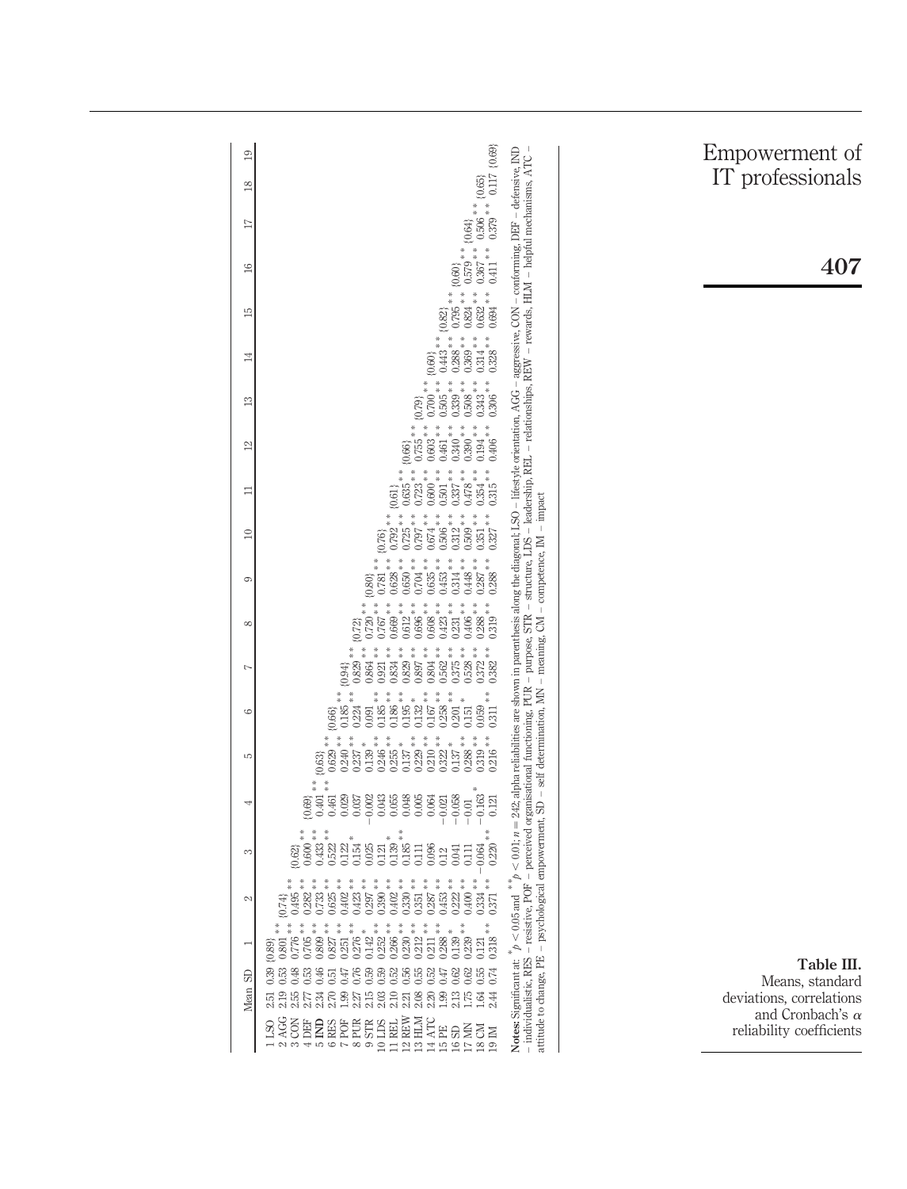| | Mean | SD | 1 | 2 | 3 | 4 | 5 | 6 | 7 | 8 | 9 | 10 | 11 | 12 | 13 | 14 | 15 | 16 | 17 | 18 | 19 |
|---|---|---|---|---|---|---|---|---|---|---|---|---|---|---|---|---|---|---|---|---|---|
| 1 LSO | 2.51 | 0.39 | {0.89} | | | | | | | | | | | | | | | | | | |
| 2 AGG | 2.19 | 0.53 | 0.801** | {0.74} | | | | | | | | | | | | | | | | | |
| 3 CON | 2.55 | 0.48 | 0.776** | 0.495** | {0.62} | | | | | | | | | | | | | | | | |
| 4 DEF | 2.77 | 0.53 | 0.705** | 0.282** | 0.600** | {0.69} | | | | | | | | | | | | | | | |
| 5 **IND** | 2.34 | 0.46 | 0.809** | 0.733** | 0.433** | 0.401** | {0.63} | | | | | | | | | | | | | | |
| 6 RES | 2.70 | 0.51 | 0.827** | 0.625** | 0.522** | 0.461** | 0.629** | {0.66} | | | | | | | | | | | | | |
| 7 POF | 1.99 | 0.47 | 0.251** | 0.402** | 0.122* | 0.029 | 0.240** | 0.185** | {0.94} | | | | | | | | | | | | |
| 8 PUR | 2.27 | 0.76 | 0.276* | 0.423** | 0.154* | 0.037 | 0.237* | 0.224 | 0.829** | {0.72} | | | | | | | | | | | |
| 9 STR | 2.15 | 0.59 | 0.142** | 0.297** | 0.025 | −0.002 | 0.139* | 0.091 | 0.864** | 0.720** | {0.80} | | | | | | | | | | |
| 10 LDS | 2.03 | 0.59 | 0.252** | 0.390** | 0.121 | 0.043 | 0.246** | 0.185** | 0.921** | 0.767** | 0.781** | {0.76} | | | | | | | | | |
| 11 REL | 2.10 | 0.52 | 0.266** | 0.402** | 0.139* | 0.055 | 0.255** | 0.186** | 0.834** | 0.669** | 0.628** | 0.792** | {0.61} | | | | | | | | |
| 12 REW | 2.21 | 0.56 | 0.230** | 0.330** | 0.185** | 0.048 | 0.137* | 0.195** | 0.829** | 0.612** | 0.650** | 0.725** | 0.635** | {0.66} | | | | | | | |
| 13 HLM | 2.08 | 0.55 | 0.212** | 0.351** | 0.111 | 0.005 | 0.229** | 0.132* | 0.897** | 0.696** | 0.704** | 0.797** | 0.723** | 0.755** | {0.79} | | | | | | |
| 14 ATC | 2.20 | 0.52 | 0.211** | 0.287** | 0.096 | 0.064 | 0.210** | 0.167** | 0.804** | 0.608** | 0.635** | 0.674** | 0.600** | 0.603** | 0.700** | {0.60} | | | | | |
| 15 PE | 1.99 | 0.47 | 0.288** | 0.453** | 0.12 | −0.021 | 0.322** | 0.258** | 0.562** | 0.423** | 0.453** | 0.506** | 0.501** | 0.461** | 0.505** | 0.443** | {0.82} | | | | |
| 16 SD | 2.13 | 0.62 | 0.139* | 0.222** | 0.041 | −0.058 | 0.137* | 0.201* | 0.375** | 0.231** | 0.314** | 0.312** | 0.337** | 0.340** | 0.339** | 0.288** | 0.795** | {0.60} | | | |
| 17 MN | 1.75 | 0.62 | 0.239** | 0.400** | 0.111 | −0.01 | 0.288** | 0.151 | 0.528** | 0.406** | 0.448** | 0.509** | 0.478** | 0.390** | 0.508** | 0.369** | 0.824** | 0.579** | {0.64} | | |
| 18 CM | 1.64 | 0.55 | 0.121 | 0.334** | −0.064** | −0.163* | 0.319** | 0.059 | 0.372** | 0.288** | 0.287** | 0.351** | 0.354** | 0.194** | 0.343** | 0.314** | 0.632** | 0.367** | 0.506** | {0.65} | |
| 19 IM | 2.44 | 0.74 | 0.318** | 0.371 | 0.220** | 0.121 | 0.216 | 0.311** | 0.382 | 0.319 | 0.288 | 0.327 | 0.315 | 0.406 | 0.306 | 0.328 | 0.694 | 0.411 | 0.379 | 0.117 | {0.69} |

**Notes:** Significant at: $^{*}p < 0.05$ and $^{**}p < 0.01$; $n = 242$; alpha reliabilities are shown in parenthesis along the diagonal; LSO – lifestyle orientation, AGG – aggressive, CON – conforming, DEF – defensive, IND – individualistic, RES – resistive, POF – perceived organisational functioning, PUR – purpose, STR – structure, LDS – leadership, REL – relationships, REW – rewards, HLM – helpful mechanisms, ATC – attitude to change, PE – psychological empowerment, SD – self determination, MN – meaning, CM – competence, IM – impact

**Table III.** Means, standard deviations, correlations and Cronbach's $\alpha$ reliability coefficients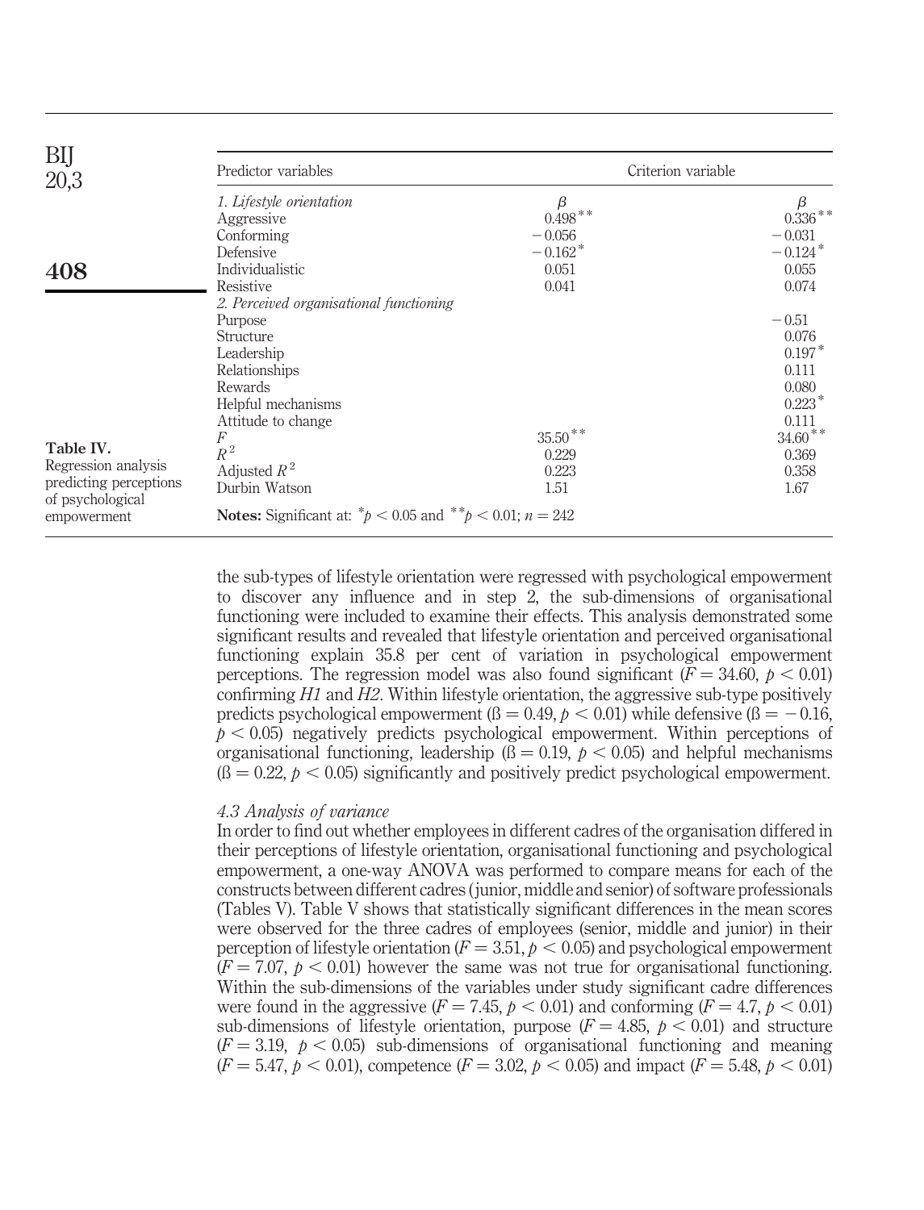**Table IV.** Regression analysis predicting perceptions of psychological empowerment

| Predictor variables | Criterion variable | |
|---|---|---|
| *1. Lifestyle orientation* | $\beta$ | $\beta$ |
| Aggressive | 0.498** | 0.336** |
| Conforming | −0.056 | −0.031 |
| Defensive | −0.162* | −0.124* |
| Individualistic | 0.051 | 0.055 |
| Resistive | 0.041 | 0.074 |
| *2. Perceived organisational functioning* | | |
| Purpose | | −0.51 |
| Structure | | 0.076 |
| Leadership | | 0.197* |
| Relationships | | 0.111 |
| Rewards | | 0.080 |
| Helpful mechanisms | | 0.223* |
| Attitude to change | | 0.111 |
| $F$ | 35.50** | 34.60** |
| $R^2$ | 0.229 | 0.369 |
| Adjusted $R^2$ | 0.223 | 0.358 |
| Durbin Watson | 1.51 | 1.67 |

**Notes:** Significant at: $^*p < 0.05$ and $^{**}p < 0.01$; $n = 242$

the sub-types of lifestyle orientation were regressed with psychological empowerment to discover any influence and in step 2, the sub-dimensions of organisational functioning were included to examine their effects. This analysis demonstrated some significant results and revealed that lifestyle orientation and perceived organisational functioning explain 35.8 per cent of variation in psychological empowerment perceptions. The regression model was also found significant ($F = 34.60$, $p < 0.01$) confirming *H1* and *H2*. Within lifestyle orientation, the aggressive sub-type positively predicts psychological empowerment (ß = 0.49, $p < 0.01$) while defensive (ß = −0.16, $p < 0.05$) negatively predicts psychological empowerment. Within perceptions of organisational functioning, leadership (ß = 0.19, $p < 0.05$) and helpful mechanisms (ß = 0.22, $p < 0.05$) significantly and positively predict psychological empowerment.

### *4.3 Analysis of variance*

In order to find out whether employees in different cadres of the organisation differed in their perceptions of lifestyle orientation, organisational functioning and psychological empowerment, a one-way ANOVA was performed to compare means for each of the constructs between different cadres (junior, middle and senior) of software professionals (Tables V). Table V shows that statistically significant differences in the mean scores were observed for the three cadres of employees (senior, middle and junior) in their perception of lifestyle orientation ($F = 3.51$, $p < 0.05$) and psychological empowerment ($F = 7.07$, $p < 0.01$) however the same was not true for organisational functioning. Within the sub-dimensions of the variables under study significant cadre differences were found in the aggressive ($F = 7.45$, $p < 0.01$) and conforming ($F = 4.7$, $p < 0.01$) sub-dimensions of lifestyle orientation, purpose ($F = 4.85$, $p < 0.01$) and structure ($F = 3.19$, $p < 0.05$) sub-dimensions of organisational functioning and meaning ($F = 5.47$, $p < 0.01$), competence ($F = 3.02$, $p < 0.05$) and impact ($F = 5.48$, $p < 0.01$)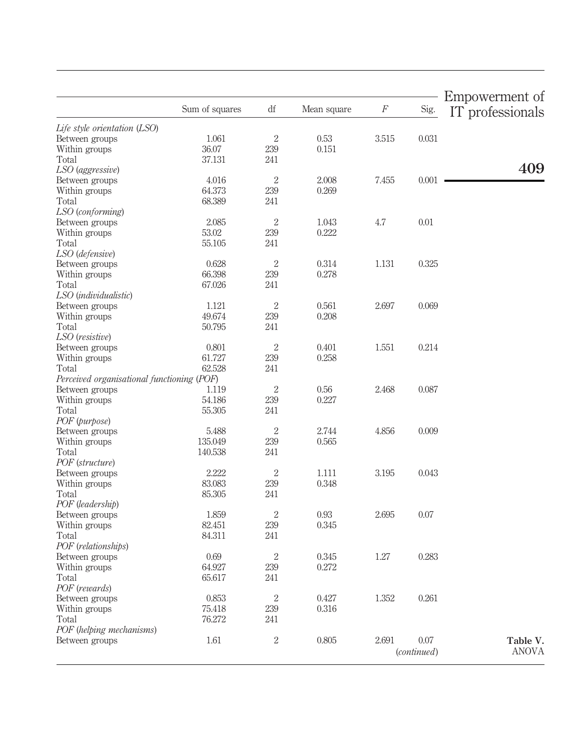**Table V.** ANOVA

| | Sum of squares | df | Mean square | $F$ | Sig. |
|---|---|---|---|---|---|
| *Life style orientation (LSO)* | | | | | |
| Between groups | 1.061 | 2 | 0.53 | 3.515 | 0.031 |
| Within groups | 36.07 | 239 | 0.151 | | |
| Total | 37.131 | 241 | | | |
| *LSO (aggressive)* | | | | | |
| Between groups | 4.016 | 2 | 2.008 | 7.455 | 0.001 |
| Within groups | 64.373 | 239 | 0.269 | | |
| Total | 68.389 | 241 | | | |
| *LSO (conforming)* | | | | | |
| Between groups | 2.085 | 2 | 1.043 | 4.7 | 0.01 |
| Within groups | 53.02 | 239 | 0.222 | | |
| Total | 55.105 | 241 | | | |
| *LSO (defensive)* | | | | | |
| Between groups | 0.628 | 2 | 0.314 | 1.131 | 0.325 |
| Within groups | 66.398 | 239 | 0.278 | | |
| Total | 67.026 | 241 | | | |
| *LSO (individualistic)* | | | | | |
| Between groups | 1.121 | 2 | 0.561 | 2.697 | 0.069 |
| Within groups | 49.674 | 239 | 0.208 | | |
| Total | 50.795 | 241 | | | |
| *LSO (resistive)* | | | | | |
| Between groups | 0.801 | 2 | 0.401 | 1.551 | 0.214 |
| Within groups | 61.727 | 239 | 0.258 | | |
| Total | 62.528 | 241 | | | |
| *Perceived organisational functioning (POF)* | | | | | |
| Between groups | 1.119 | 2 | 0.56 | 2.468 | 0.087 |
| Within groups | 54.186 | 239 | 0.227 | | |
| Total | 55.305 | 241 | | | |
| *POF (purpose)* | | | | | |
| Between groups | 5.488 | 2 | 2.744 | 4.856 | 0.009 |
| Within groups | 135.049 | 239 | 0.565 | | |
| Total | 140.538 | 241 | | | |
| *POF (structure)* | | | | | |
| Between groups | 2.222 | 2 | 1.111 | 3.195 | 0.043 |
| Within groups | 83.083 | 239 | 0.348 | | |
| Total | 85.305 | 241 | | | |
| *POF (leadership)* | | | | | |
| Between groups | 1.859 | 2 | 0.93 | 2.695 | 0.07 |
| Within groups | 82.451 | 239 | 0.345 | | |
| Total | 84.311 | 241 | | | |
| *POF (relationships)* | | | | | |
| Between groups | 0.69 | 2 | 0.345 | 1.27 | 0.283 |
| Within groups | 64.927 | 239 | 0.272 | | |
| Total | 65.617 | 241 | | | |
| *POF (rewards)* | | | | | |
| Between groups | 0.853 | 2 | 0.427 | 1.352 | 0.261 |
| Within groups | 75.418 | 239 | 0.316 | | |
| Total | 76.272 | 241 | | | |
| *POF (helping mechanisms)* | | | | | |
| Between groups | 1.61 | 2 | 0.805 | 2.691 | 0.07 |

(*continued*)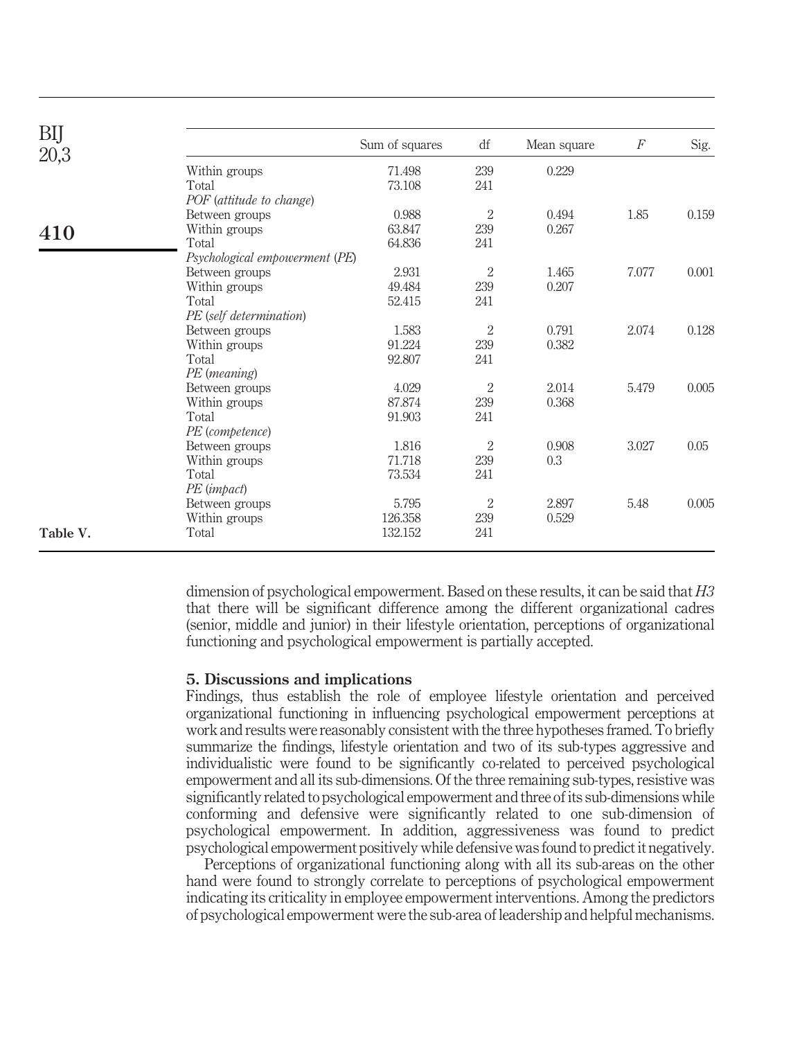| | Sum of squares | df | Mean square | $F$ | Sig. |
|---|---|---|---|---|---|
| Within groups | 71.498 | 239 | 0.229 | | |
| Total | 73.108 | 241 | | | |
| *POF* (*attitude to change*) | | | | | |
| Between groups | 0.988 | 2 | 0.494 | 1.85 | 0.159 |
| Within groups | 63.847 | 239 | 0.267 | | |
| Total | 64.836 | 241 | | | |
| *Psychological empowerment* (*PE*) | | | | | |
| Between groups | 2.931 | 2 | 1.465 | 7.077 | 0.001 |
| Within groups | 49.484 | 239 | 0.207 | | |
| Total | 52.415 | 241 | | | |
| *PE* (*self determination*) | | | | | |
| Between groups | 1.583 | 2 | 0.791 | 2.074 | 0.128 |
| Within groups | 91.224 | 239 | 0.382 | | |
| Total | 92.807 | 241 | | | |
| *PE* (*meaning*) | | | | | |
| Between groups | 4.029 | 2 | 2.014 | 5.479 | 0.005 |
| Within groups | 87.874 | 239 | 0.368 | | |
| Total | 91.903 | 241 | | | |
| *PE* (*competence*) | | | | | |
| Between groups | 1.816 | 2 | 0.908 | 3.027 | 0.05 |
| Within groups | 71.718 | 239 | 0.3 | | |
| Total | 73.534 | 241 | | | |
| *PE* (*impact*) | | | | | |
| Between groups | 5.795 | 2 | 2.897 | 5.48 | 0.005 |
| Within groups | 126.358 | 239 | 0.529 | | |
| Total | 132.152 | 241 | | | |

**Table V.**

dimension of psychological empowerment. Based on these results, it can be said that *H3* that there will be significant difference among the different organizational cadres (senior, middle and junior) in their lifestyle orientation, perceptions of organizational functioning and psychological empowerment is partially accepted.

## 5. Discussions and implications

Findings, thus establish the role of employee lifestyle orientation and perceived organizational functioning in influencing psychological empowerment perceptions at work and results were reasonably consistent with the three hypotheses framed. To briefly summarize the findings, lifestyle orientation and two of its sub-types aggressive and individualistic were found to be significantly co-related to perceived psychological empowerment and all its sub-dimensions. Of the three remaining sub-types, resistive was significantly related to psychological empowerment and three of its sub-dimensions while conforming and defensive were significantly related to one sub-dimension of psychological empowerment. In addition, aggressiveness was found to predict psychological empowerment positively while defensive was found to predict it negatively.

Perceptions of organizational functioning along with all its sub-areas on the other hand were found to strongly correlate to perceptions of psychological empowerment indicating its criticality in employee empowerment interventions. Among the predictors of psychological empowerment were the sub-area of leadership and helpful mechanisms.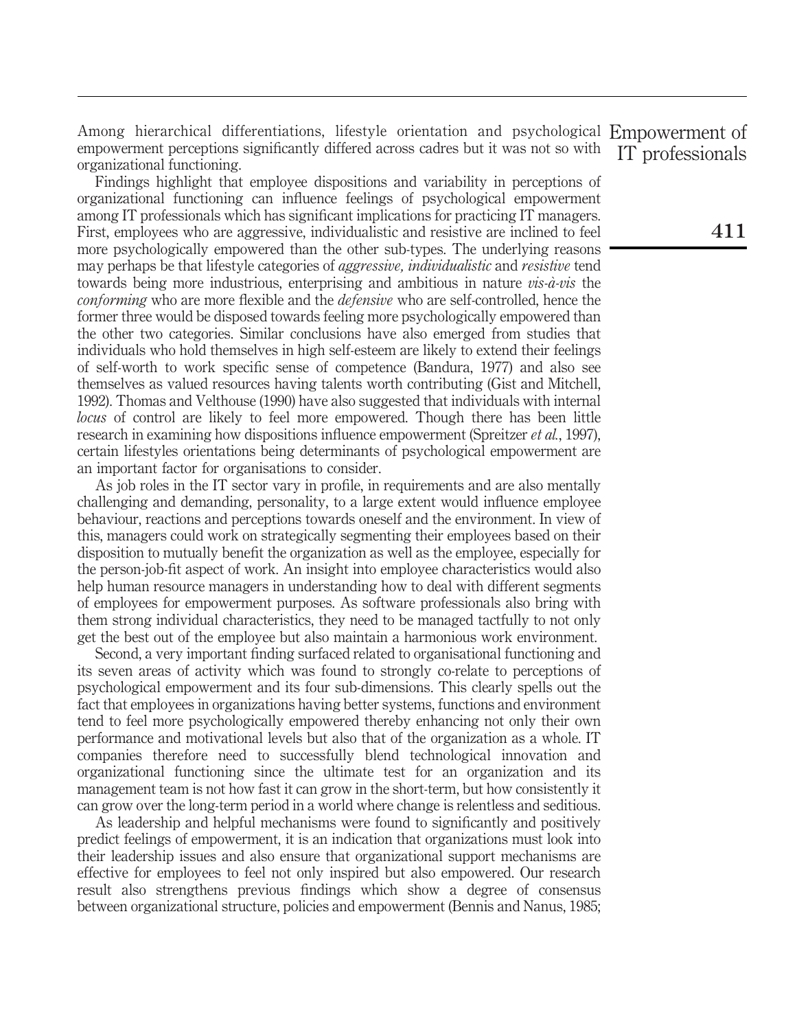Among hierarchical differentiations, lifestyle orientation and psychological empowerment perceptions significantly differed across cadres but it was not so with organizational functioning.

Findings highlight that employee dispositions and variability in perceptions of organizational functioning can influence feelings of psychological empowerment among IT professionals which has significant implications for practicing IT managers. First, employees who are aggressive, individualistic and resistive are inclined to feel more psychologically empowered than the other sub-types. The underlying reasons may perhaps be that lifestyle categories of *aggressive, individualistic* and *resistive* tend towards being more industrious, enterprising and ambitious in nature *vis-à-vis* the *conforming* who are more flexible and the *defensive* who are self-controlled, hence the former three would be disposed towards feeling more psychologically empowered than the other two categories. Similar conclusions have also emerged from studies that individuals who hold themselves in high self-esteem are likely to extend their feelings of self-worth to work specific sense of competence (Bandura, 1977) and also see themselves as valued resources having talents worth contributing (Gist and Mitchell, 1992). Thomas and Velthouse (1990) have also suggested that individuals with internal *locus* of control are likely to feel more empowered. Though there has been little research in examining how dispositions influence empowerment (Spreitzer *et al.*, 1997), certain lifestyles orientations being determinants of psychological empowerment are an important factor for organisations to consider.

As job roles in the IT sector vary in profile, in requirements and are also mentally challenging and demanding, personality, to a large extent would influence employee behaviour, reactions and perceptions towards oneself and the environment. In view of this, managers could work on strategically segmenting their employees based on their disposition to mutually benefit the organization as well as the employee, especially for the person-job-fit aspect of work. An insight into employee characteristics would also help human resource managers in understanding how to deal with different segments of employees for empowerment purposes. As software professionals also bring with them strong individual characteristics, they need to be managed tactfully to not only get the best out of the employee but also maintain a harmonious work environment.

Second, a very important finding surfaced related to organisational functioning and its seven areas of activity which was found to strongly co-relate to perceptions of psychological empowerment and its four sub-dimensions. This clearly spells out the fact that employees in organizations having better systems, functions and environment tend to feel more psychologically empowered thereby enhancing not only their own performance and motivational levels but also that of the organization as a whole. IT companies therefore need to successfully blend technological innovation and organizational functioning since the ultimate test for an organization and its management team is not how fast it can grow in the short-term, but how consistently it can grow over the long-term period in a world where change is relentless and seditious.

As leadership and helpful mechanisms were found to significantly and positively predict feelings of empowerment, it is an indication that organizations must look into their leadership issues and also ensure that organizational support mechanisms are effective for employees to feel not only inspired but also empowered. Our research result also strengthens previous findings which show a degree of consensus between organizational structure, policies and empowerment (Bennis and Nanus, 1985;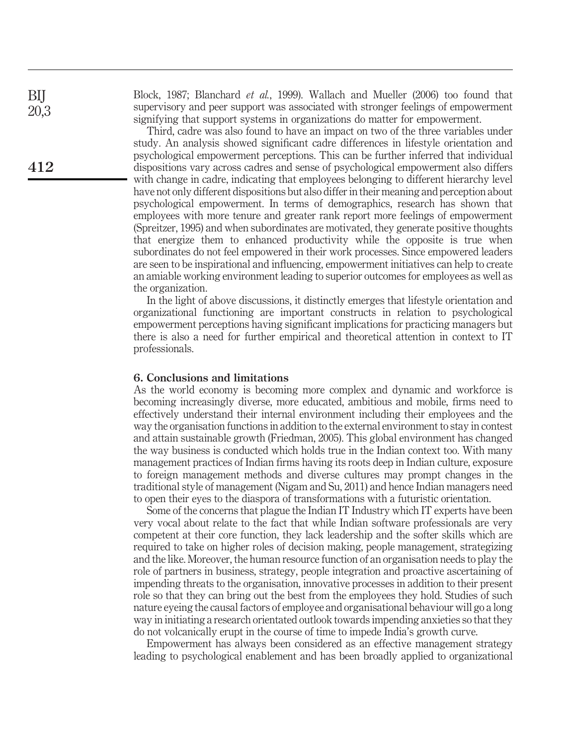Block, 1987; Blanchard *et al.*, 1999). Wallach and Mueller (2006) too found that supervisory and peer support was associated with stronger feelings of empowerment signifying that support systems in organizations do matter for empowerment.

Third, cadre was also found to have an impact on two of the three variables under study. An analysis showed significant cadre differences in lifestyle orientation and psychological empowerment perceptions. This can be further inferred that individual dispositions vary across cadres and sense of psychological empowerment also differs with change in cadre, indicating that employees belonging to different hierarchy level have not only different dispositions but also differ in their meaning and perception about psychological empowerment. In terms of demographics, research has shown that employees with more tenure and greater rank report more feelings of empowerment (Spreitzer, 1995) and when subordinates are motivated, they generate positive thoughts that energize them to enhanced productivity while the opposite is true when subordinates do not feel empowered in their work processes. Since empowered leaders are seen to be inspirational and influencing, empowerment initiatives can help to create an amiable working environment leading to superior outcomes for employees as well as the organization.

In the light of above discussions, it distinctly emerges that lifestyle orientation and organizational functioning are important constructs in relation to psychological empowerment perceptions having significant implications for practicing managers but there is also a need for further empirical and theoretical attention in context to IT professionals.

## 6. Conclusions and limitations

As the world economy is becoming more complex and dynamic and workforce is becoming increasingly diverse, more educated, ambitious and mobile, firms need to effectively understand their internal environment including their employees and the way the organisation functions in addition to the external environment to stay in contest and attain sustainable growth (Friedman, 2005). This global environment has changed the way business is conducted which holds true in the Indian context too. With many management practices of Indian firms having its roots deep in Indian culture, exposure to foreign management methods and diverse cultures may prompt changes in the traditional style of management (Nigam and Su, 2011) and hence Indian managers need to open their eyes to the diaspora of transformations with a futuristic orientation.

Some of the concerns that plague the Indian IT Industry which IT experts have been very vocal about relate to the fact that while Indian software professionals are very competent at their core function, they lack leadership and the softer skills which are required to take on higher roles of decision making, people management, strategizing and the like. Moreover, the human resource function of an organisation needs to play the role of partners in business, strategy, people integration and proactive ascertaining of impending threats to the organisation, innovative processes in addition to their present role so that they can bring out the best from the employees they hold. Studies of such nature eyeing the causal factors of employee and organisational behaviour will go a long way in initiating a research orientated outlook towards impending anxieties so that they do not volcanically erupt in the course of time to impede India's growth curve.

Empowerment has always been considered as an effective management strategy leading to psychological enablement and has been broadly applied to organizational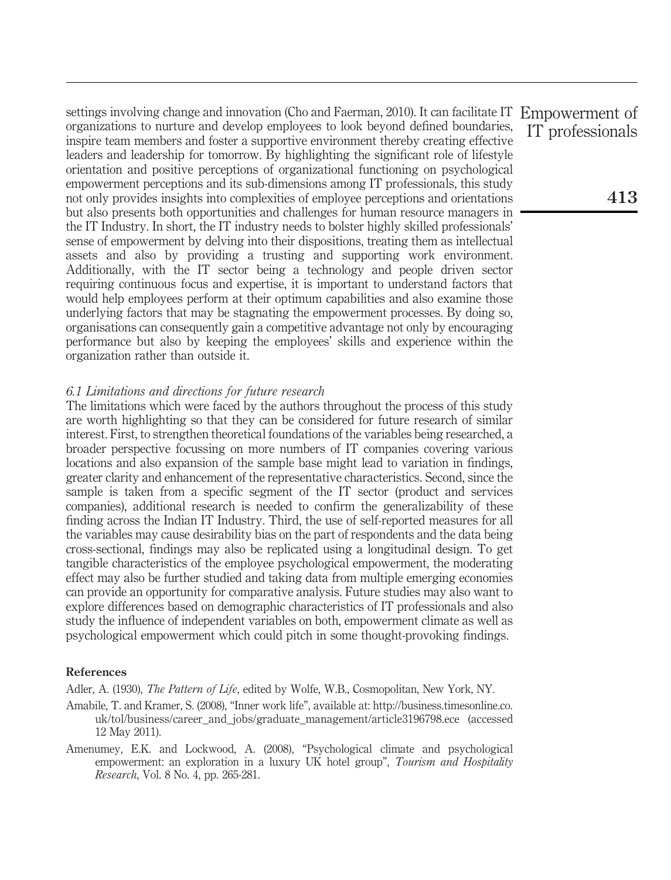settings involving change and innovation (Cho and Faerman, 2010). It can facilitate IT organizations to nurture and develop employees to look beyond defined boundaries, inspire team members and foster a supportive environment thereby creating effective leaders and leadership for tomorrow. By highlighting the significant role of lifestyle orientation and positive perceptions of organizational functioning on psychological empowerment perceptions and its sub-dimensions among IT professionals, this study not only provides insights into complexities of employee perceptions and orientations but also presents both opportunities and challenges for human resource managers in the IT Industry. In short, the IT industry needs to bolster highly skilled professionals' sense of empowerment by delving into their dispositions, treating them as intellectual assets and also by providing a trusting and supporting work environment. Additionally, with the IT sector being a technology and people driven sector requiring continuous focus and expertise, it is important to understand factors that would help employees perform at their optimum capabilities and also examine those underlying factors that may be stagnating the empowerment processes. By doing so, organisations can consequently gain a competitive advantage not only by encouraging performance but also by keeping the employees' skills and experience within the organization rather than outside it.

### *6.1 Limitations and directions for future research*

The limitations which were faced by the authors throughout the process of this study are worth highlighting so that they can be considered for future research of similar interest. First, to strengthen theoretical foundations of the variables being researched, a broader perspective focussing on more numbers of IT companies covering various locations and also expansion of the sample base might lead to variation in findings, greater clarity and enhancement of the representative characteristics. Second, since the sample is taken from a specific segment of the IT sector (product and services companies), additional research is needed to confirm the generalizability of these finding across the Indian IT Industry. Third, the use of self-reported measures for all the variables may cause desirability bias on the part of respondents and the data being cross-sectional, findings may also be replicated using a longitudinal design. To get tangible characteristics of the employee psychological empowerment, the moderating effect may also be further studied and taking data from multiple emerging economies can provide an opportunity for comparative analysis. Future studies may also want to explore differences based on demographic characteristics of IT professionals and also study the influence of independent variables on both, empowerment climate as well as psychological empowerment which could pitch in some thought-provoking findings.

## References

Adler, A. (1930), *The Pattern of Life*, edited by Wolfe, W.B., Cosmopolitan, New York, NY.

Amabile, T. and Kramer, S. (2008), "Inner work life", available at: http://business.timesonline.co.uk/tol/business/career_and_jobs/graduate_management/article3196798.ece (accessed 12 May 2011).

Amenumey, E.K. and Lockwood, A. (2008), "Psychological climate and psychological empowerment: an exploration in a luxury UK hotel group", *Tourism and Hospitality Research*, Vol. 8 No. 4, pp. 265-281.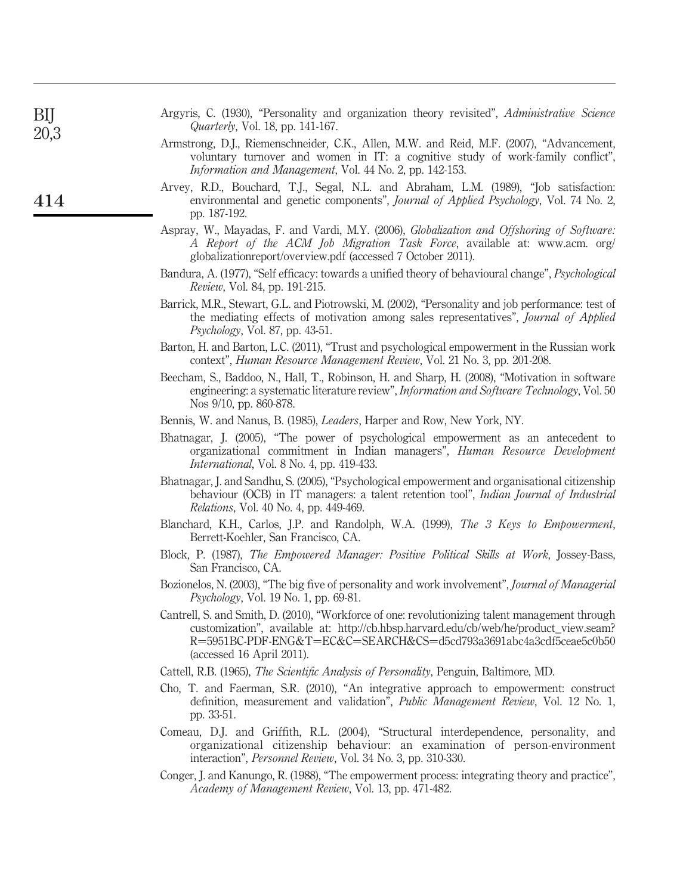Argyris, C. (1930), "Personality and organization theory revisited", *Administrative Science Quarterly*, Vol. 18, pp. 141-167.

Armstrong, D.J., Riemenschneider, C.K., Allen, M.W. and Reid, M.F. (2007), "Advancement, voluntary turnover and women in IT: a cognitive study of work-family conflict", *Information and Management*, Vol. 44 No. 2, pp. 142-153.

Arvey, R.D., Bouchard, T.J., Segal, N.L. and Abraham, L.M. (1989), "Job satisfaction: environmental and genetic components", *Journal of Applied Psychology*, Vol. 74 No. 2, pp. 187-192.

Aspray, W., Mayadas, F. and Vardi, M.Y. (2006), *Globalization and Offshoring of Software: A Report of the ACM Job Migration Task Force*, available at: www.acm. org/globalizationreport/overview.pdf (accessed 7 October 2011).

Bandura, A. (1977), "Self efficacy: towards a unified theory of behavioural change", *Psychological Review*, Vol. 84, pp. 191-215.

Barrick, M.R., Stewart, G.L. and Piotrowski, M. (2002), "Personality and job performance: test of the mediating effects of motivation among sales representatives", *Journal of Applied Psychology*, Vol. 87, pp. 43-51.

Barton, H. and Barton, L.C. (2011), "Trust and psychological empowerment in the Russian work context", *Human Resource Management Review*, Vol. 21 No. 3, pp. 201-208.

Beecham, S., Baddoo, N., Hall, T., Robinson, H. and Sharp, H. (2008), "Motivation in software engineering: a systematic literature review", *Information and Software Technology*, Vol. 50 Nos 9/10, pp. 860-878.

Bennis, W. and Nanus, B. (1985), *Leaders*, Harper and Row, New York, NY.

Bhatnagar, J. (2005), "The power of psychological empowerment as an antecedent to organizational commitment in Indian managers", *Human Resource Development International*, Vol. 8 No. 4, pp. 419-433.

Bhatnagar, J. and Sandhu, S. (2005), "Psychological empowerment and organisational citizenship behaviour (OCB) in IT managers: a talent retention tool", *Indian Journal of Industrial Relations*, Vol. 40 No. 4, pp. 449-469.

Blanchard, K.H., Carlos, J.P. and Randolph, W.A. (1999), *The 3 Keys to Empowerment*, Berrett-Koehler, San Francisco, CA.

Block, P. (1987), *The Empowered Manager: Positive Political Skills at Work*, Jossey-Bass, San Francisco, CA.

Bozionelos, N. (2003), "The big five of personality and work involvement", *Journal of Managerial Psychology*, Vol. 19 No. 1, pp. 69-81.

Cantrell, S. and Smith, D. (2010), "Workforce of one: revolutionizing talent management through customization", available at: http://cb.hbsp.harvard.edu/cb/web/he/product_view.seam?R=5951BC-PDF-ENG&T=EC&C=SEARCH&CS=d5cd793a3691abc4a3cdf5ceae5c0b50 (accessed 16 April 2011).

Cattell, R.B. (1965), *The Scientific Analysis of Personality*, Penguin, Baltimore, MD.

Cho, T. and Faerman, S.R. (2010), "An integrative approach to empowerment: construct definition, measurement and validation", *Public Management Review*, Vol. 12 No. 1, pp. 33-51.

Comeau, D.J. and Griffith, R.L. (2004), "Structural interdependence, personality, and organizational citizenship behaviour: an examination of person-environment interaction", *Personnel Review*, Vol. 34 No. 3, pp. 310-330.

Conger, J. and Kanungo, R. (1988), "The empowerment process: integrating theory and practice", *Academy of Management Review*, Vol. 13, pp. 471-482.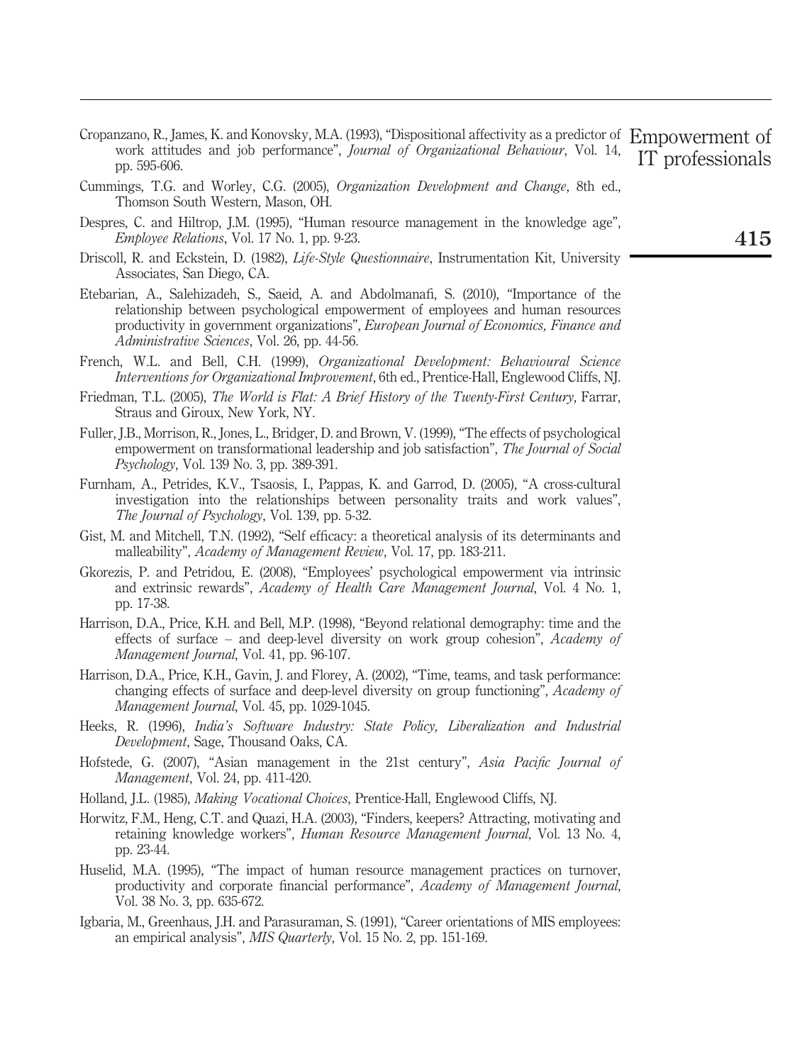Cropanzano, R., James, K. and Konovsky, M.A. (1993), "Dispositional affectivity as a predictor of work attitudes and job performance", *Journal of Organizational Behaviour*, Vol. 14, pp. 595-606.

Cummings, T.G. and Worley, C.G. (2005), *Organization Development and Change*, 8th ed., Thomson South Western, Mason, OH.

Despres, C. and Hiltrop, J.M. (1995), "Human resource management in the knowledge age", *Employee Relations*, Vol. 17 No. 1, pp. 9-23.

Driscoll, R. and Eckstein, D. (1982), *Life-Style Questionnaire*, Instrumentation Kit, University Associates, San Diego, CA.

Etebarian, A., Salehizadeh, S., Saeid, A. and Abdolmanafi, S. (2010), "Importance of the relationship between psychological empowerment of employees and human resources productivity in government organizations", *European Journal of Economics, Finance and Administrative Sciences*, Vol. 26, pp. 44-56.

French, W.L. and Bell, C.H. (1999), *Organizational Development: Behavioural Science Interventions for Organizational Improvement*, 6th ed., Prentice-Hall, Englewood Cliffs, NJ.

Friedman, T.L. (2005), *The World is Flat: A Brief History of the Twenty-First Century*, Farrar, Straus and Giroux, New York, NY.

Fuller, J.B., Morrison, R., Jones, L., Bridger, D. and Brown, V. (1999), "The effects of psychological empowerment on transformational leadership and job satisfaction", *The Journal of Social Psychology*, Vol. 139 No. 3, pp. 389-391.

Furnham, A., Petrides, K.V., Tsaosis, I., Pappas, K. and Garrod, D. (2005), "A cross-cultural investigation into the relationships between personality traits and work values", *The Journal of Psychology*, Vol. 139, pp. 5-32.

Gist, M. and Mitchell, T.N. (1992), "Self efficacy: a theoretical analysis of its determinants and malleability", *Academy of Management Review*, Vol. 17, pp. 183-211.

Gkorezis, P. and Petridou, E. (2008), "Employees' psychological empowerment via intrinsic and extrinsic rewards", *Academy of Health Care Management Journal*, Vol. 4 No. 1, pp. 17-38.

Harrison, D.A., Price, K.H. and Bell, M.P. (1998), "Beyond relational demography: time and the effects of surface – and deep-level diversity on work group cohesion", *Academy of Management Journal*, Vol. 41, pp. 96-107.

Harrison, D.A., Price, K.H., Gavin, J. and Florey, A. (2002), "Time, teams, and task performance: changing effects of surface and deep-level diversity on group functioning", *Academy of Management Journal*, Vol. 45, pp. 1029-1045.

Heeks, R. (1996), *India's Software Industry: State Policy, Liberalization and Industrial Development*, Sage, Thousand Oaks, CA.

Hofstede, G. (2007), "Asian management in the 21st century", *Asia Pacific Journal of Management*, Vol. 24, pp. 411-420.

Holland, J.L. (1985), *Making Vocational Choices*, Prentice-Hall, Englewood Cliffs, NJ.

Horwitz, F.M., Heng, C.T. and Quazi, H.A. (2003), "Finders, keepers? Attracting, motivating and retaining knowledge workers", *Human Resource Management Journal*, Vol. 13 No. 4, pp. 23-44.

Huselid, M.A. (1995), "The impact of human resource management practices on turnover, productivity and corporate financial performance", *Academy of Management Journal*, Vol. 38 No. 3, pp. 635-672.

Igbaria, M., Greenhaus, J.H. and Parasuraman, S. (1991), "Career orientations of MIS employees: an empirical analysis", *MIS Quarterly*, Vol. 15 No. 2, pp. 151-169.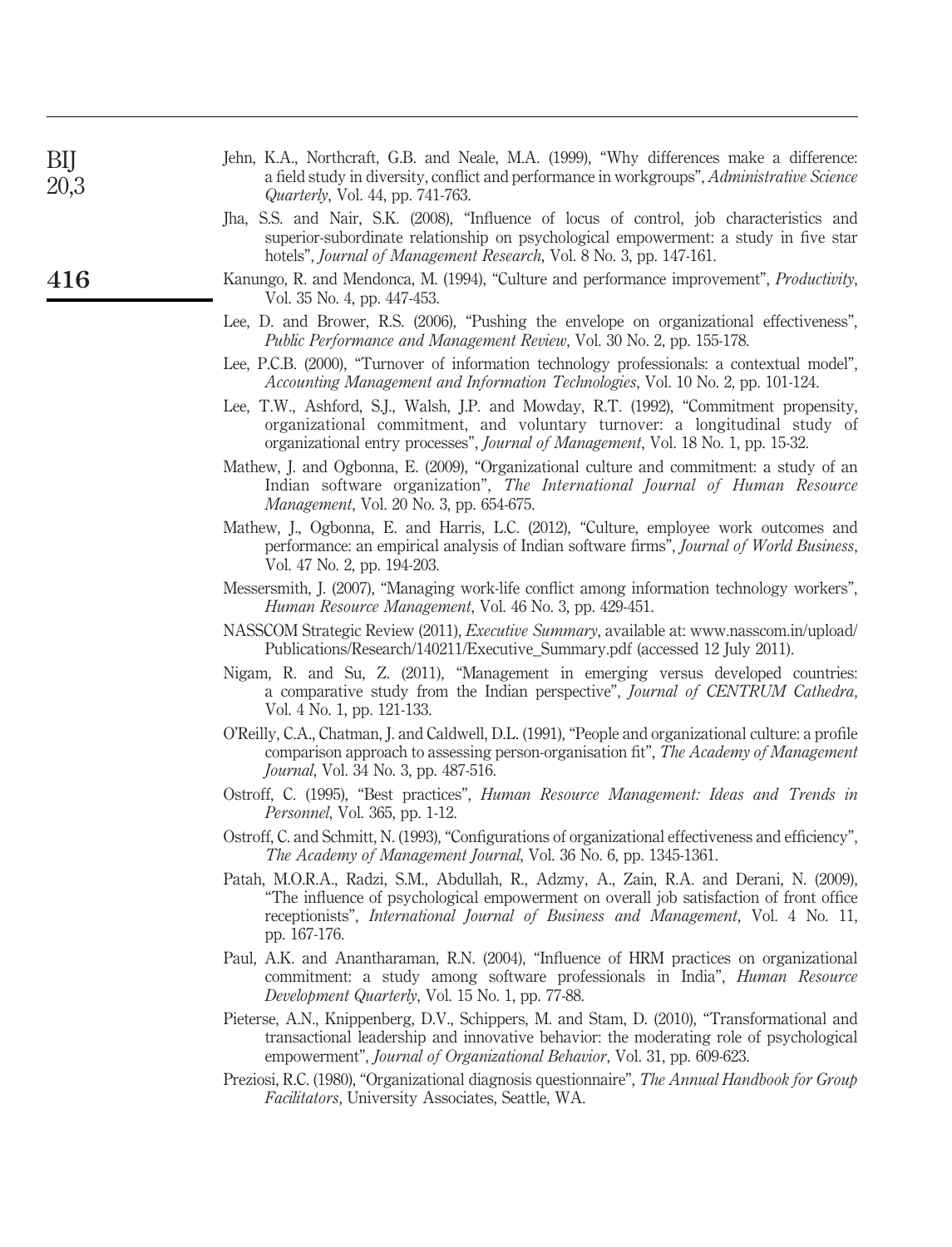Jehn, K.A., Northcraft, G.B. and Neale, M.A. (1999), "Why differences make a difference: a field study in diversity, conflict and performance in workgroups", *Administrative Science Quarterly*, Vol. 44, pp. 741-763.

Jha, S.S. and Nair, S.K. (2008), "Influence of locus of control, job characteristics and superior-subordinate relationship on psychological empowerment: a study in five star hotels", *Journal of Management Research*, Vol. 8 No. 3, pp. 147-161.

Kanungo, R. and Mendonca, M. (1994), "Culture and performance improvement", *Productivity*, Vol. 35 No. 4, pp. 447-453.

Lee, D. and Brower, R.S. (2006), "Pushing the envelope on organizational effectiveness", *Public Performance and Management Review*, Vol. 30 No. 2, pp. 155-178.

Lee, P.C.B. (2000), "Turnover of information technology professionals: a contextual model", *Accounting Management and Information Technologies*, Vol. 10 No. 2, pp. 101-124.

Lee, T.W., Ashford, S.J., Walsh, J.P. and Mowday, R.T. (1992), "Commitment propensity, organizational commitment, and voluntary turnover: a longitudinal study of organizational entry processes", *Journal of Management*, Vol. 18 No. 1, pp. 15-32.

Mathew, J. and Ogbonna, E. (2009), "Organizational culture and commitment: a study of an Indian software organization", *The International Journal of Human Resource Management*, Vol. 20 No. 3, pp. 654-675.

Mathew, J., Ogbonna, E. and Harris, L.C. (2012), "Culture, employee work outcomes and performance: an empirical analysis of Indian software firms", *Journal of World Business*, Vol. 47 No. 2, pp. 194-203.

Messersmith, J. (2007), "Managing work-life conflict among information technology workers", *Human Resource Management*, Vol. 46 No. 3, pp. 429-451.

NASSCOM Strategic Review (2011), *Executive Summary*, available at: www.nasscom.in/upload/Publications/Research/140211/Executive_Summary.pdf (accessed 12 July 2011).

Nigam, R. and Su, Z. (2011), "Management in emerging versus developed countries: a comparative study from the Indian perspective", *Journal of CENTRUM Cathedra*, Vol. 4 No. 1, pp. 121-133.

O'Reilly, C.A., Chatman, J. and Caldwell, D.L. (1991), "People and organizational culture: a profile comparison approach to assessing person-organisation fit", *The Academy of Management Journal*, Vol. 34 No. 3, pp. 487-516.

Ostroff, C. (1995), "Best practices", *Human Resource Management: Ideas and Trends in Personnel*, Vol. 365, pp. 1-12.

Ostroff, C. and Schmitt, N. (1993), "Configurations of organizational effectiveness and efficiency", *The Academy of Management Journal*, Vol. 36 No. 6, pp. 1345-1361.

Patah, M.O.R.A., Radzi, S.M., Abdullah, R., Adzmy, A., Zain, R.A. and Derani, N. (2009), "The influence of psychological empowerment on overall job satisfaction of front office receptionists", *International Journal of Business and Management*, Vol. 4 No. 11, pp. 167-176.

Paul, A.K. and Anantharaman, R.N. (2004), "Influence of HRM practices on organizational commitment: a study among software professionals in India", *Human Resource Development Quarterly*, Vol. 15 No. 1, pp. 77-88.

Pieterse, A.N., Knippenberg, D.V., Schippers, M. and Stam, D. (2010), "Transformational and transactional leadership and innovative behavior: the moderating role of psychological empowerment", *Journal of Organizational Behavior*, Vol. 31, pp. 609-623.

Preziosi, R.C. (1980), "Organizational diagnosis questionnaire", *The Annual Handbook for Group Facilitators*, University Associates, Seattle, WA.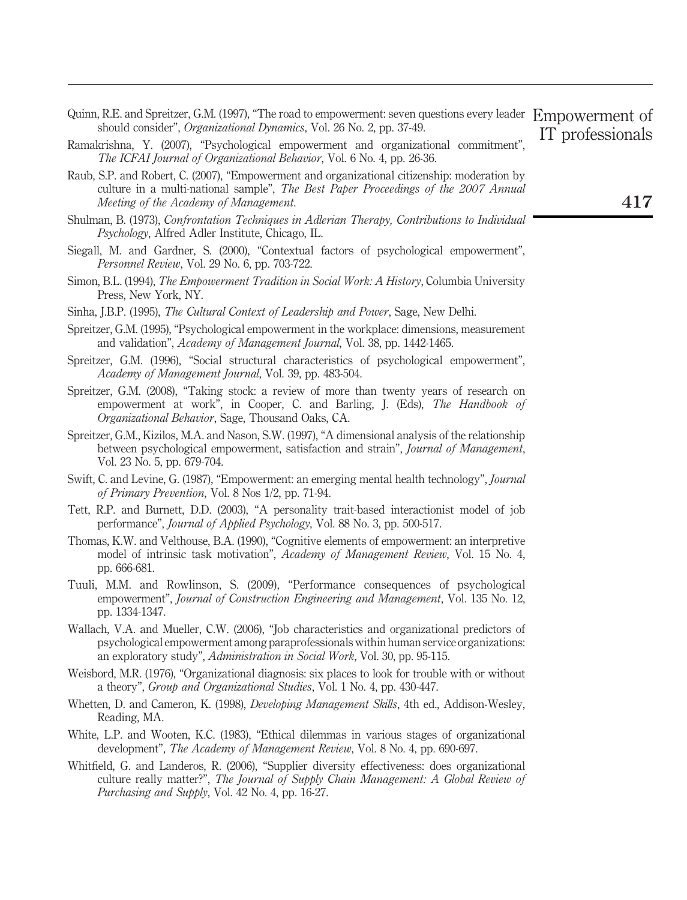Quinn, R.E. and Spreitzer, G.M. (1997), "The road to empowerment: seven questions every leader should consider", *Organizational Dynamics*, Vol. 26 No. 2, pp. 37-49.

Ramakrishna, Y. (2007), "Psychological empowerment and organizational commitment", *The ICFAI Journal of Organizational Behavior*, Vol. 6 No. 4, pp. 26-36.

Raub, S.P. and Robert, C. (2007), "Empowerment and organizational citizenship: moderation by culture in a multi-national sample", *The Best Paper Proceedings of the 2007 Annual Meeting of the Academy of Management*.

Shulman, B. (1973), *Confrontation Techniques in Adlerian Therapy, Contributions to Individual Psychology*, Alfred Adler Institute, Chicago, IL.

Siegall, M. and Gardner, S. (2000), "Contextual factors of psychological empowerment", *Personnel Review*, Vol. 29 No. 6, pp. 703-722.

Simon, B.L. (1994), *The Empowerment Tradition in Social Work: A History*, Columbia University Press, New York, NY.

Sinha, J.B.P. (1995), *The Cultural Context of Leadership and Power*, Sage, New Delhi.

Spreitzer, G.M. (1995), "Psychological empowerment in the workplace: dimensions, measurement and validation", *Academy of Management Journal*, Vol. 38, pp. 1442-1465.

Spreitzer, G.M. (1996), "Social structural characteristics of psychological empowerment", *Academy of Management Journal*, Vol. 39, pp. 483-504.

Spreitzer, G.M. (2008), "Taking stock: a review of more than twenty years of research on empowerment at work", in Cooper, C. and Barling, J. (Eds), *The Handbook of Organizational Behavior*, Sage, Thousand Oaks, CA.

Spreitzer, G.M., Kizilos, M.A. and Nason, S.W. (1997), "A dimensional analysis of the relationship between psychological empowerment, satisfaction and strain", *Journal of Management*, Vol. 23 No. 5, pp. 679-704.

Swift, C. and Levine, G. (1987), "Empowerment: an emerging mental health technology", *Journal of Primary Prevention*, Vol. 8 Nos 1/2, pp. 71-94.

Tett, R.P. and Burnett, D.D. (2003), "A personality trait-based interactionist model of job performance", *Journal of Applied Psychology*, Vol. 88 No. 3, pp. 500-517.

Thomas, K.W. and Velthouse, B.A. (1990), "Cognitive elements of empowerment: an interpretive model of intrinsic task motivation", *Academy of Management Review*, Vol. 15 No. 4, pp. 666-681.

Tuuli, M.M. and Rowlinson, S. (2009), "Performance consequences of psychological empowerment", *Journal of Construction Engineering and Management*, Vol. 135 No. 12, pp. 1334-1347.

Wallach, V.A. and Mueller, C.W. (2006), "Job characteristics and organizational predictors of psychological empowerment among paraprofessionals within human service organizations: an exploratory study", *Administration in Social Work*, Vol. 30, pp. 95-115.

Weisbord, M.R. (1976), "Organizational diagnosis: six places to look for trouble with or without a theory", *Group and Organizational Studies*, Vol. 1 No. 4, pp. 430-447.

Whetten, D. and Cameron, K. (1998), *Developing Management Skills*, 4th ed., Addison-Wesley, Reading, MA.

White, L.P. and Wooten, K.C. (1983), "Ethical dilemmas in various stages of organizational development", *The Academy of Management Review*, Vol. 8 No. 4, pp. 690-697.

Whitfield, G. and Landeros, R. (2006), "Supplier diversity effectiveness: does organizational culture really matter?", *The Journal of Supply Chain Management: A Global Review of Purchasing and Supply*, Vol. 42 No. 4, pp. 16-27.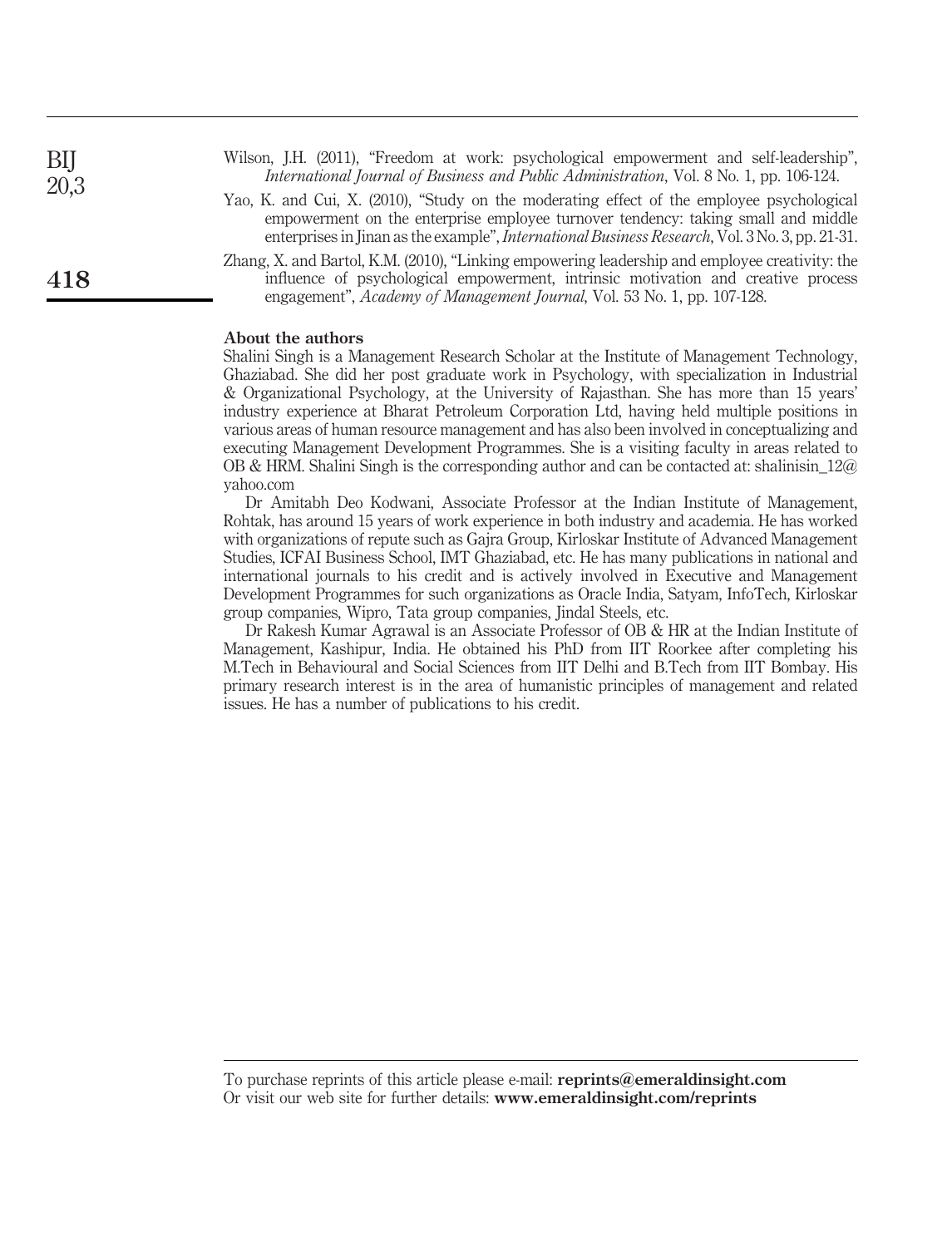Wilson, J.H. (2011), "Freedom at work: psychological empowerment and self-leadership", *International Journal of Business and Public Administration*, Vol. 8 No. 1, pp. 106-124.

Yao, K. and Cui, X. (2010), "Study on the moderating effect of the employee psychological empowerment on the enterprise employee turnover tendency: taking small and middle enterprises in Jinan as the example", *International Business Research*, Vol. 3 No. 3, pp. 21-31.

Zhang, X. and Bartol, K.M. (2010), "Linking empowering leadership and employee creativity: the influence of psychological empowerment, intrinsic motivation and creative process engagement", *Academy of Management Journal*, Vol. 53 No. 1, pp. 107-128.

## About the authors

Shalini Singh is a Management Research Scholar at the Institute of Management Technology, Ghaziabad. She did her post graduate work in Psychology, with specialization in Industrial & Organizational Psychology, at the University of Rajasthan. She has more than 15 years' industry experience at Bharat Petroleum Corporation Ltd, having held multiple positions in various areas of human resource management and has also been involved in conceptualizing and executing Management Development Programmes. She is a visiting faculty in areas related to OB & HRM. Shalini Singh is the corresponding author and can be contacted at: shalinisin_12@yahoo.com

Dr Amitabh Deo Kodwani, Associate Professor at the Indian Institute of Management, Rohtak, has around 15 years of work experience in both industry and academia. He has worked with organizations of repute such as Gajra Group, Kirloskar Institute of Advanced Management Studies, ICFAI Business School, IMT Ghaziabad, etc. He has many publications in national and international journals to his credit and is actively involved in Executive and Management Development Programmes for such organizations as Oracle India, Satyam, InfoTech, Kirloskar group companies, Wipro, Tata group companies, Jindal Steels, etc.

Dr Rakesh Kumar Agrawal is an Associate Professor of OB & HR at the Indian Institute of Management, Kashipur, India. He obtained his PhD from IIT Roorkee after completing his M.Tech in Behavioural and Social Sciences from IIT Delhi and B.Tech from IIT Bombay. His primary research interest is in the area of humanistic principles of management and related issues. He has a number of publications to his credit.

To purchase reprints of this article please e-mail: **reprints@emeraldinsight.com**
Or visit our web site for further details: **www.emeraldinsight.com/reprints**